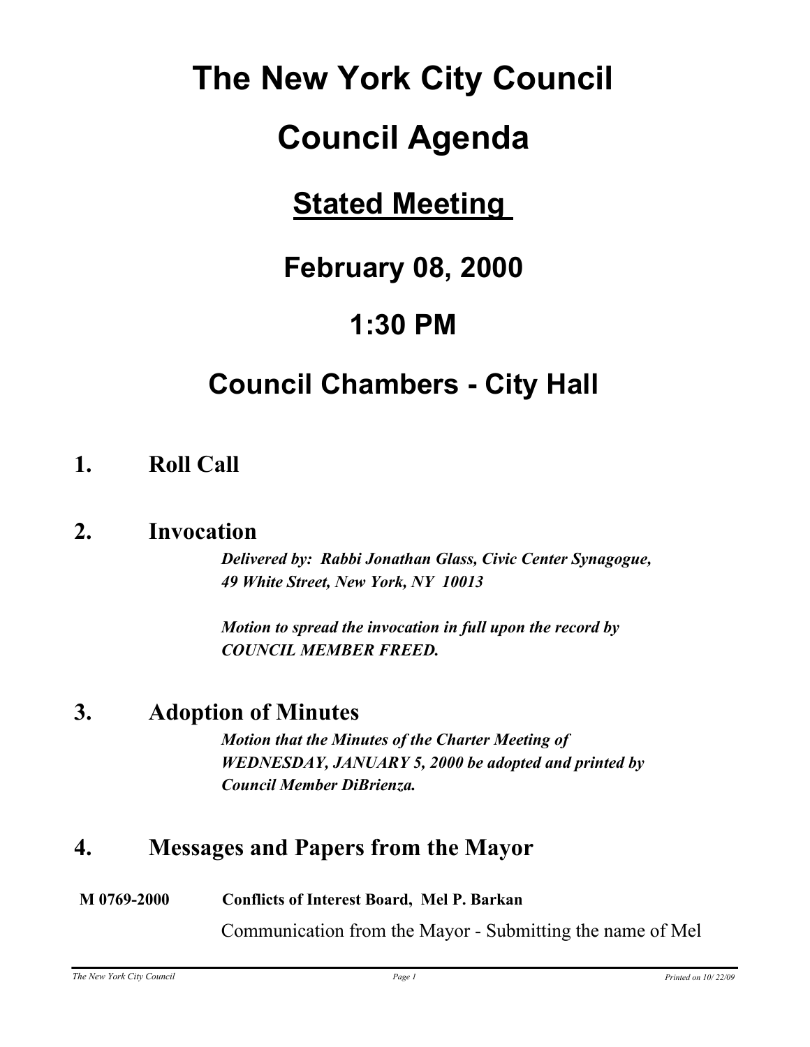# The New York City Council

# Council Agenda

## Stated Meeting

## February 08, 2000

## 1:30 PM

## Council Chambers - City Hall

### 1. Roll Call

### 2. Invocation

***Delivered by: Rabbi Jonathan Glass, Civic Center Synagogue, 49 White Street, New York, NY 10013***

***Motion to spread the invocation in full upon the record by COUNCIL MEMBER FREED.***

### 3. Adoption of Minutes

***Motion that the Minutes of the Charter Meeting of WEDNESDAY, JANUARY 5, 2000 be adopted and printed by Council Member DiBrienza.***

### 4. Messages and Papers from the Mayor

**M 0769-2000** **Conflicts of Interest Board, Mel P. Barkan**

Communication from the Mayor - Submitting the name of Mel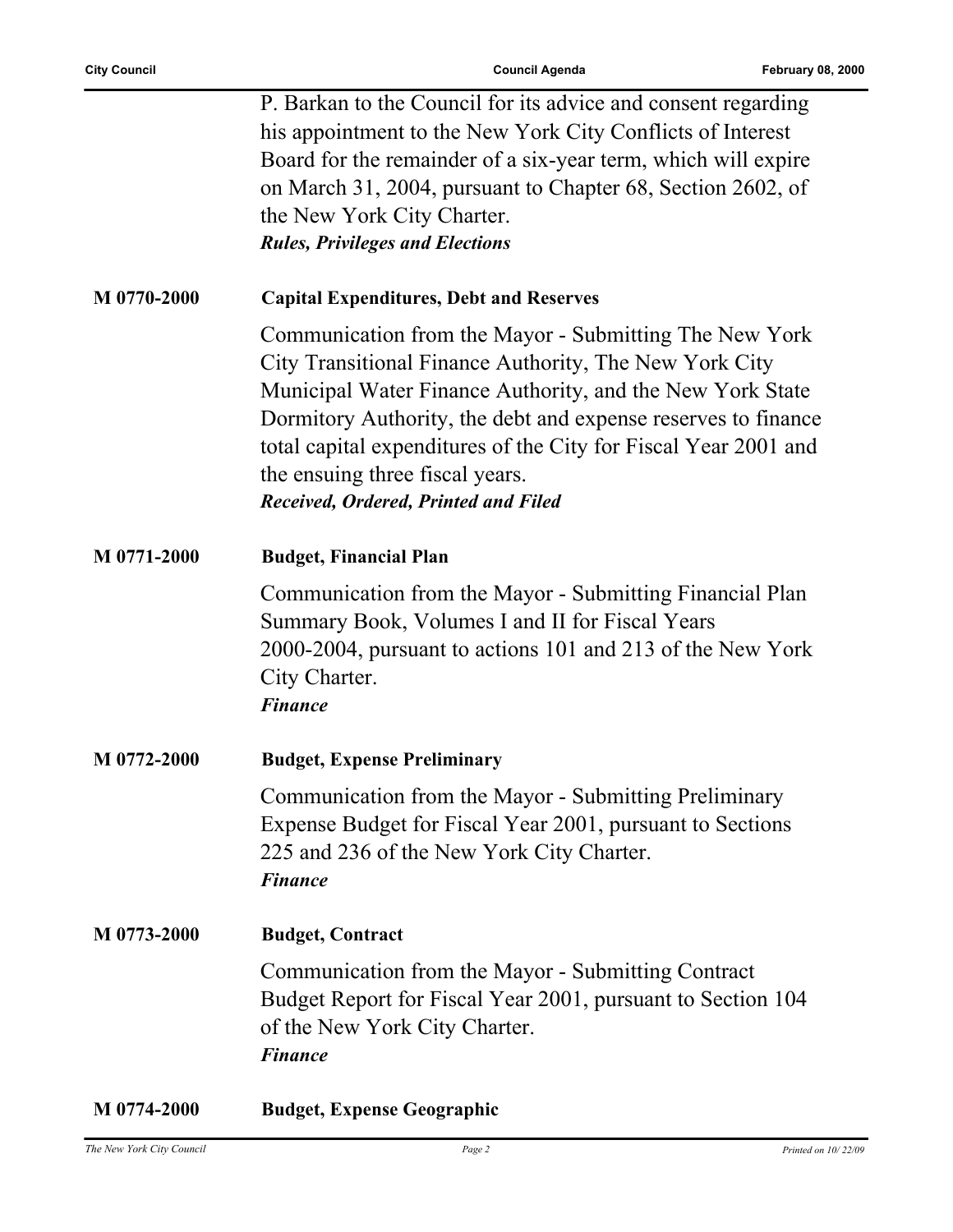P. Barkan to the Council for its advice and consent regarding his appointment to the New York City Conflicts of Interest Board for the remainder of a six-year term, which will expire on March 31, 2004, pursuant to Chapter 68, Section 2602, of the New York City Charter.

***Rules, Privileges and Elections***

**M 0770-2000** **Capital Expenditures, Debt and Reserves**

Communication from the Mayor - Submitting The New York City Transitional Finance Authority, The New York City Municipal Water Finance Authority, and the New York State Dormitory Authority, the debt and expense reserves to finance total capital expenditures of the City for Fiscal Year 2001 and the ensuing three fiscal years.

***Received, Ordered, Printed and Filed***

**M 0771-2000** **Budget, Financial Plan**

Communication from the Mayor - Submitting Financial Plan Summary Book, Volumes I and II for Fiscal Years 2000-2004, pursuant to actions 101 and 213 of the New York City Charter.

***Finance***

**M 0772-2000** **Budget, Expense Preliminary**

Communication from the Mayor - Submitting Preliminary Expense Budget for Fiscal Year 2001, pursuant to Sections 225 and 236 of the New York City Charter.

***Finance***

**M 0773-2000** **Budget, Contract**

Communication from the Mayor - Submitting Contract Budget Report for Fiscal Year 2001, pursuant to Section 104 of the New York City Charter.

***Finance***

**M 0774-2000** **Budget, Expense Geographic**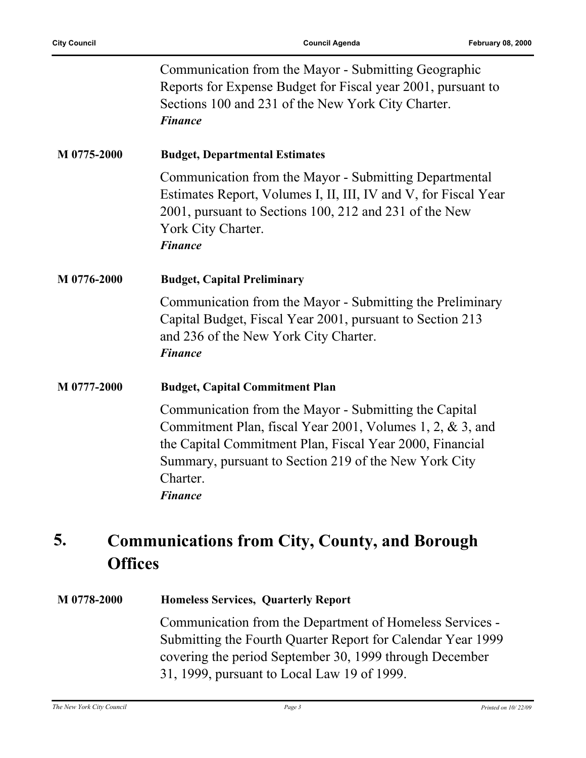Communication from the Mayor - Submitting Geographic Reports for Expense Budget for Fiscal year 2001, pursuant to Sections 100 and 231 of the New York City Charter.
***Finance***

**M 0775-2000** **Budget, Departmental Estimates**

Communication from the Mayor - Submitting Departmental Estimates Report, Volumes I, II, III, IV and V, for Fiscal Year 2001, pursuant to Sections 100, 212 and 231 of the New York City Charter.
***Finance***

**M 0776-2000** **Budget, Capital Preliminary**

Communication from the Mayor - Submitting the Preliminary Capital Budget, Fiscal Year 2001, pursuant to Section 213 and 236 of the New York City Charter.
***Finance***

**M 0777-2000** **Budget, Capital Commitment Plan**

Communication from the Mayor - Submitting the Capital Commitment Plan, fiscal Year 2001, Volumes 1, 2, & 3, and the Capital Commitment Plan, Fiscal Year 2000, Financial Summary, pursuant to Section 219 of the New York City Charter.
***Finance***

## 5. Communications from City, County, and Borough Offices

**M 0778-2000** **Homeless Services, Quarterly Report**

Communication from the Department of Homeless Services - Submitting the Fourth Quarter Report for Calendar Year 1999 covering the period September 30, 1999 through December 31, 1999, pursuant to Local Law 19 of 1999.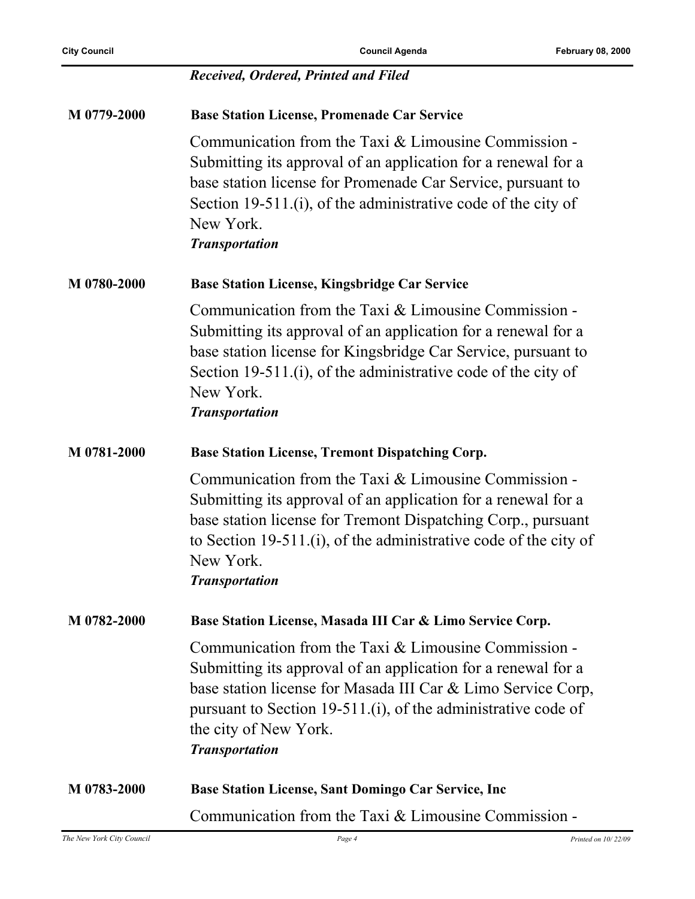*Received, Ordered, Printed and Filed*

**M 0779-2000** **Base Station License, Promenade Car Service**

Communication from the Taxi & Limousine Commission - Submitting its approval of an application for a renewal for a base station license for Promenade Car Service, pursuant to Section 19-511.(i), of the administrative code of the city of New York.

***Transportation***

**M 0780-2000** **Base Station License, Kingsbridge Car Service**

Communication from the Taxi & Limousine Commission - Submitting its approval of an application for a renewal for a base station license for Kingsbridge Car Service, pursuant to Section 19-511.(i), of the administrative code of the city of New York.

***Transportation***

**M 0781-2000** **Base Station License, Tremont Dispatching Corp.**

Communication from the Taxi & Limousine Commission - Submitting its approval of an application for a renewal for a base station license for Tremont Dispatching Corp., pursuant to Section 19-511.(i), of the administrative code of the city of New York.

***Transportation***

**M 0782-2000** **Base Station License, Masada III Car & Limo Service Corp.**

Communication from the Taxi & Limousine Commission - Submitting its approval of an application for a renewal for a base station license for Masada III Car & Limo Service Corp, pursuant to Section 19-511.(i), of the administrative code of the city of New York.

***Transportation***

**M 0783-2000** **Base Station License, Sant Domingo Car Service, Inc**

Communication from the Taxi & Limousine Commission -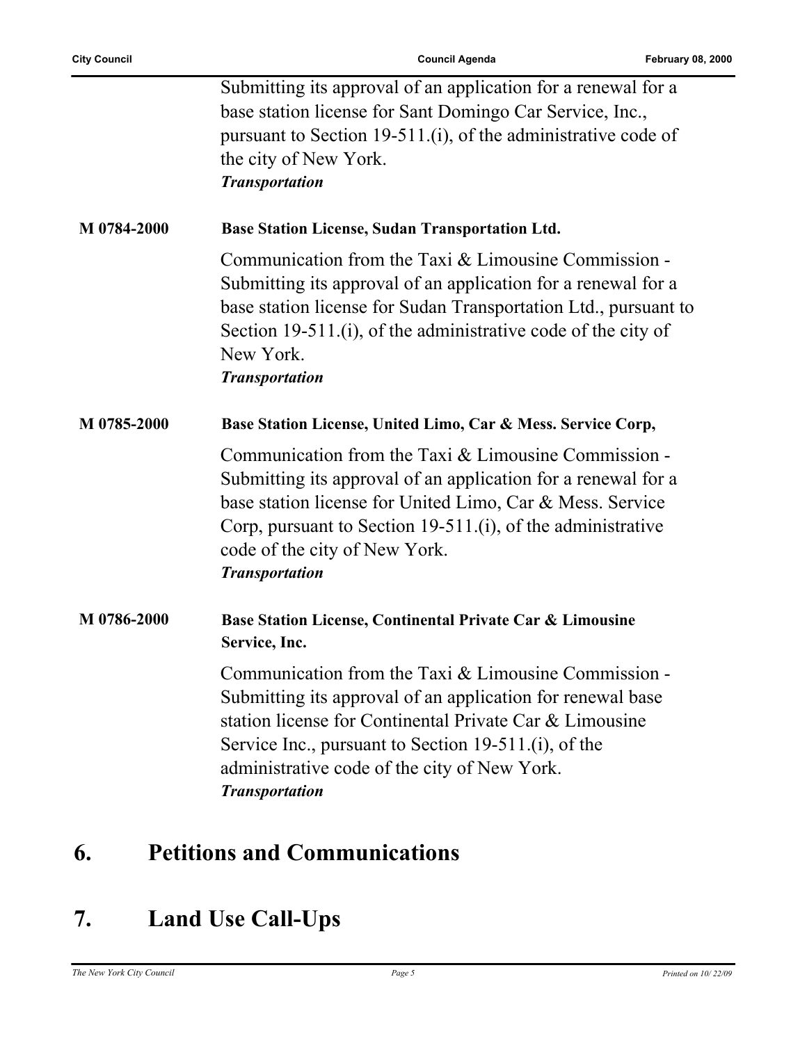Submitting its approval of an application for a renewal for a base station license for Sant Domingo Car Service, Inc., pursuant to Section 19-511.(i), of the administrative code of the city of New York.
***Transportation***

**M 0784-2000** **Base Station License, Sudan Transportation Ltd.**

Communication from the Taxi & Limousine Commission - Submitting its approval of an application for a renewal for a base station license for Sudan Transportation Ltd., pursuant to Section 19-511.(i), of the administrative code of the city of New York.
***Transportation***

**M 0785-2000** **Base Station License, United Limo, Car & Mess. Service Corp,**

Communication from the Taxi & Limousine Commission - Submitting its approval of an application for a renewal for a base station license for United Limo, Car & Mess. Service Corp, pursuant to Section 19-511.(i), of the administrative code of the city of New York.
***Transportation***

**M 0786-2000** **Base Station License, Continental Private Car & Limousine Service, Inc.**

Communication from the Taxi & Limousine Commission - Submitting its approval of an application for renewal base station license for Continental Private Car & Limousine Service Inc., pursuant to Section 19-511.(i), of the administrative code of the city of New York.
***Transportation***

# 6. Petitions and Communications

# 7. Land Use Call-Ups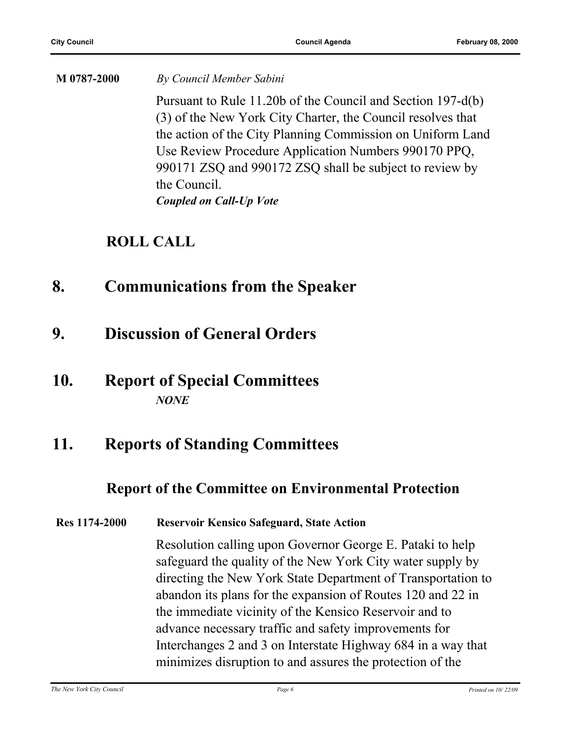**M 0787-2000** *By Council Member Sabini*

Pursuant to Rule 11.20b of the Council and Section 197-d(b)(3) of the New York City Charter, the Council resolves that the action of the City Planning Commission on Uniform Land Use Review Procedure Application Numbers 990170 PPQ, 990171 ZSQ and 990172 ZSQ shall be subject to review by the Council.

***Coupled on Call-Up Vote***

## ROLL CALL

# 8. Communications from the Speaker

# 9. Discussion of General Orders

# 10. Report of Special Committees

***NONE***

# 11. Reports of Standing Committees

## Report of the Committee on Environmental Protection

**Res 1174-2000** **Reservoir Kensico Safeguard, State Action**

Resolution calling upon Governor George E. Pataki to help safeguard the quality of the New York City water supply by directing the New York State Department of Transportation to abandon its plans for the expansion of Routes 120 and 22 in the immediate vicinity of the Kensico Reservoir and to advance necessary traffic and safety improvements for Interchanges 2 and 3 on Interstate Highway 684 in a way that minimizes disruption to and assures the protection of the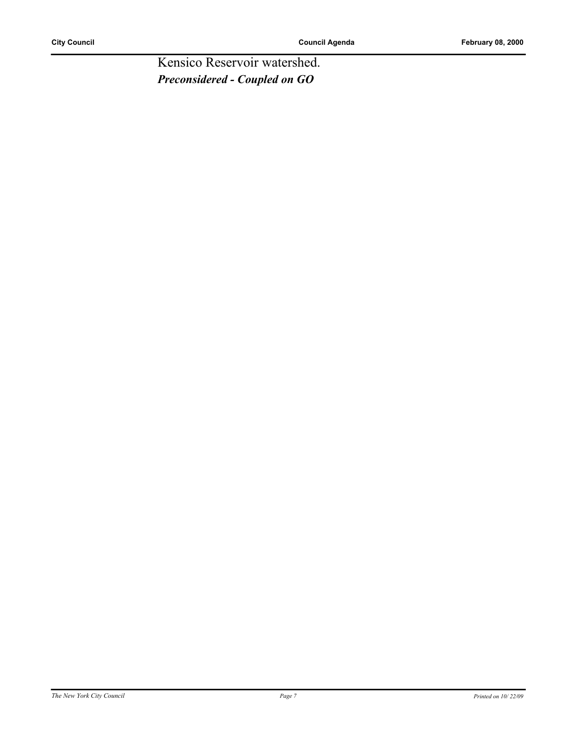Kensico Reservoir watershed.

***Preconsidered - Coupled on GO***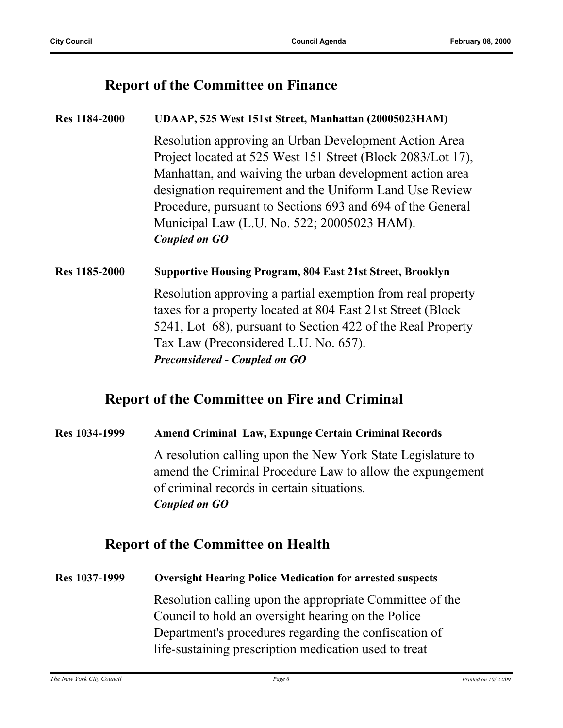## Report of the Committee on Finance

**Res 1184-2000** **UDAAP, 525 West 151st Street, Manhattan (20005023HAM)**

Resolution approving an Urban Development Action Area Project located at 525 West 151 Street (Block 2083/Lot 17), Manhattan, and waiving the urban development action area designation requirement and the Uniform Land Use Review Procedure, pursuant to Sections 693 and 694 of the General Municipal Law (L.U. No. 522; 20005023 HAM).
***Coupled on GO***

**Res 1185-2000** **Supportive Housing Program, 804 East 21st Street, Brooklyn**

Resolution approving a partial exemption from real property taxes for a property located at 804 East 21st Street (Block 5241, Lot 68), pursuant to Section 422 of the Real Property Tax Law (Preconsidered L.U. No. 657).
***Preconsidered - Coupled on GO***

## Report of the Committee on Fire and Criminal

**Res 1034-1999** **Amend Criminal Law, Expunge Certain Criminal Records**

A resolution calling upon the New York State Legislature to amend the Criminal Procedure Law to allow the expungement of criminal records in certain situations.
***Coupled on GO***

## Report of the Committee on Health

**Res 1037-1999** **Oversight Hearing Police Medication for arrested suspects**

Resolution calling upon the appropriate Committee of the Council to hold an oversight hearing on the Police Department's procedures regarding the confiscation of life-sustaining prescription medication used to treat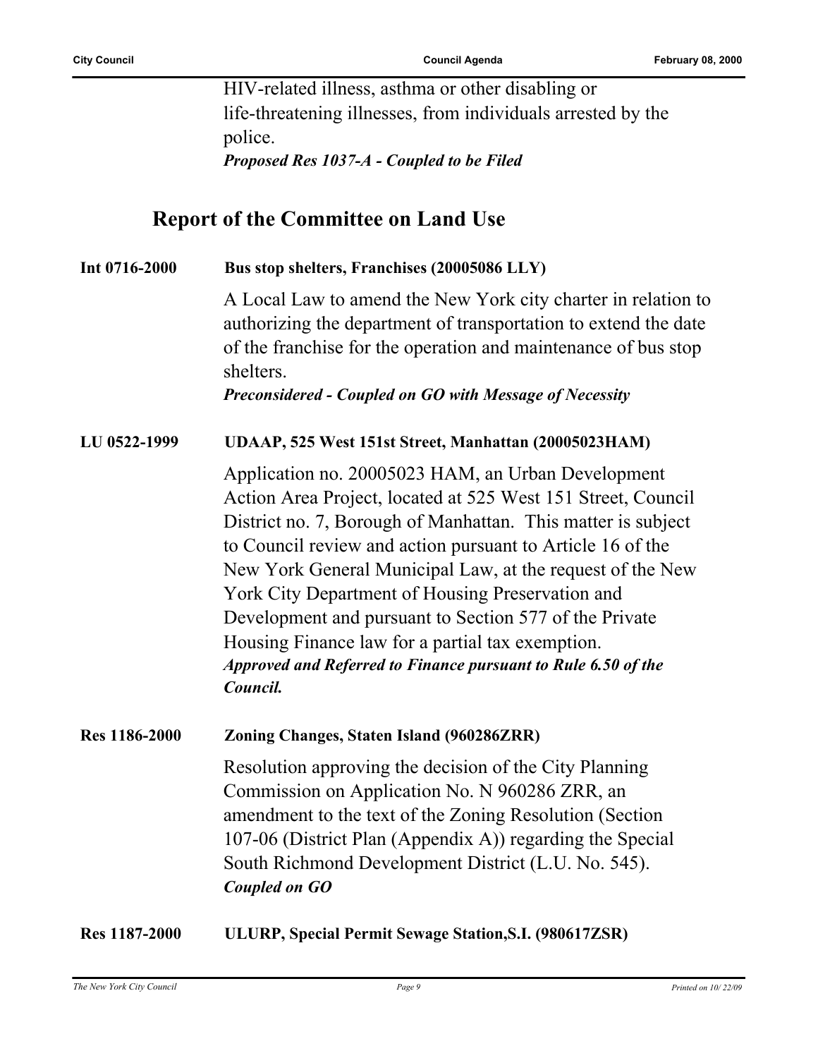HIV-related illness, asthma or other disabling or life-threatening illnesses, from individuals arrested by the police.

***Proposed Res 1037-A - Coupled to be Filed***

## Report of the Committee on Land Use

**Int 0716-2000** **Bus stop shelters, Franchises (20005086 LLY)**

A Local Law to amend the New York city charter in relation to authorizing the department of transportation to extend the date of the franchise for the operation and maintenance of bus stop shelters.

***Preconsidered - Coupled on GO with Message of Necessity***

**LU 0522-1999** **UDAAP, 525 West 151st Street, Manhattan (20005023HAM)**

Application no. 20005023 HAM, an Urban Development Action Area Project, located at 525 West 151 Street, Council District no. 7, Borough of Manhattan. This matter is subject to Council review and action pursuant to Article 16 of the New York General Municipal Law, at the request of the New York City Department of Housing Preservation and Development and pursuant to Section 577 of the Private Housing Finance law for a partial tax exemption.

***Approved and Referred to Finance pursuant to Rule 6.50 of the Council.***

**Res 1186-2000** **Zoning Changes, Staten Island (960286ZRR)**

Resolution approving the decision of the City Planning Commission on Application No. N 960286 ZRR, an amendment to the text of the Zoning Resolution (Section 107-06 (District Plan (Appendix A)) regarding the Special South Richmond Development District (L.U. No. 545).

***Coupled on GO***

**Res 1187-2000** **ULURP, Special Permit Sewage Station,S.I. (980617ZSR)**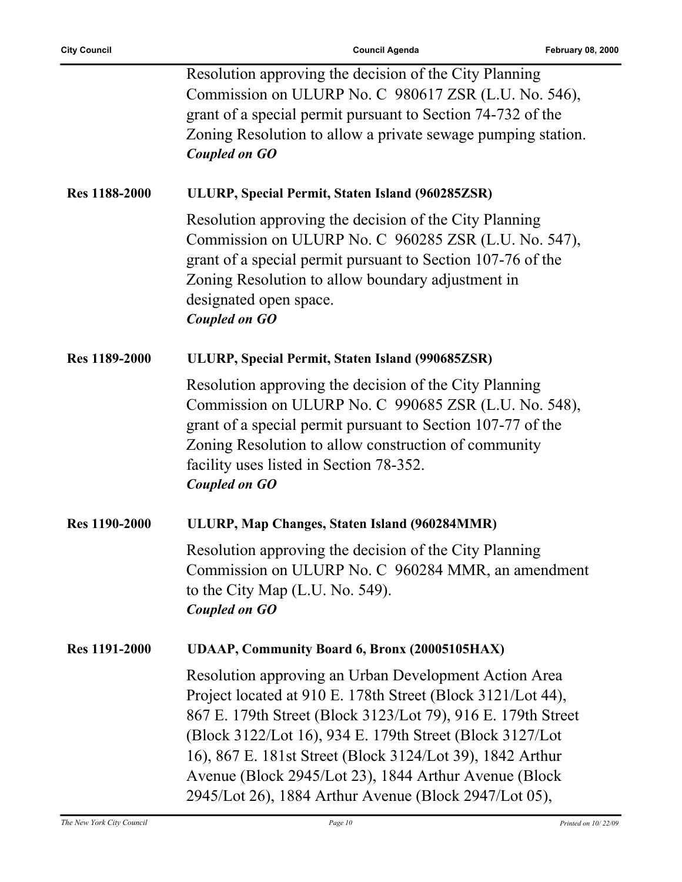Resolution approving the decision of the City Planning Commission on ULURP No. C 980617 ZSR (L.U. No. 546), grant of a special permit pursuant to Section 74-732 of the Zoning Resolution to allow a private sewage pumping station.
***Coupled on GO***

**Res 1188-2000** **ULURP, Special Permit, Staten Island (960285ZSR)**

Resolution approving the decision of the City Planning Commission on ULURP No. C 960285 ZSR (L.U. No. 547), grant of a special permit pursuant to Section 107-76 of the Zoning Resolution to allow boundary adjustment in designated open space.
***Coupled on GO***

**Res 1189-2000** **ULURP, Special Permit, Staten Island (990685ZSR)**

Resolution approving the decision of the City Planning Commission on ULURP No. C 990685 ZSR (L.U. No. 548), grant of a special permit pursuant to Section 107-77 of the Zoning Resolution to allow construction of community facility uses listed in Section 78-352.
***Coupled on GO***

**Res 1190-2000** **ULURP, Map Changes, Staten Island (960284MMR)**

Resolution approving the decision of the City Planning Commission on ULURP No. C 960284 MMR, an amendment to the City Map (L.U. No. 549).
***Coupled on GO***

**Res 1191-2000** **UDAAP, Community Board 6, Bronx (20005105HAX)**

Resolution approving an Urban Development Action Area Project located at 910 E. 178th Street (Block 3121/Lot 44), 867 E. 179th Street (Block 3123/Lot 79), 916 E. 179th Street (Block 3122/Lot 16), 934 E. 179th Street (Block 3127/Lot 16), 867 E. 181st Street (Block 3124/Lot 39), 1842 Arthur Avenue (Block 2945/Lot 23), 1844 Arthur Avenue (Block 2945/Lot 26), 1884 Arthur Avenue (Block 2947/Lot 05),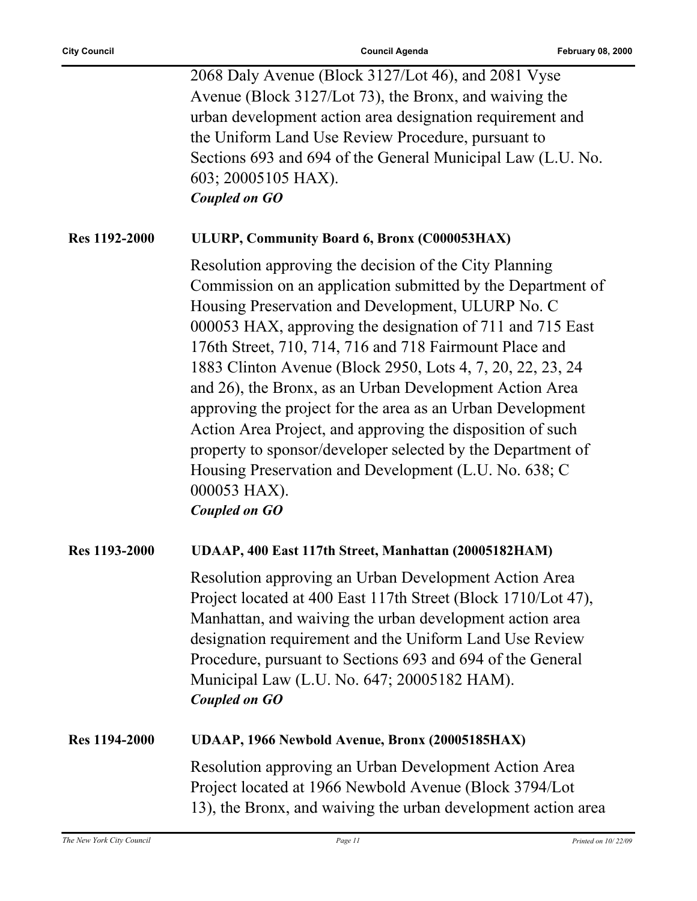2068 Daly Avenue (Block 3127/Lot 46), and 2081 Vyse Avenue (Block 3127/Lot 73), the Bronx, and waiving the urban development action area designation requirement and the Uniform Land Use Review Procedure, pursuant to Sections 693 and 694 of the General Municipal Law (L.U. No. 603; 20005105 HAX).

***Coupled on GO***

**Res 1192-2000** **ULURP, Community Board 6, Bronx (C000053HAX)**

Resolution approving the decision of the City Planning Commission on an application submitted by the Department of Housing Preservation and Development, ULURP No. C 000053 HAX, approving the designation of 711 and 715 East 176th Street, 710, 714, 716 and 718 Fairmount Place and 1883 Clinton Avenue (Block 2950, Lots 4, 7, 20, 22, 23, 24 and 26), the Bronx, as an Urban Development Action Area approving the project for the area as an Urban Development Action Area Project, and approving the disposition of such property to sponsor/developer selected by the Department of Housing Preservation and Development (L.U. No. 638; C 000053 HAX).

***Coupled on GO***

**Res 1193-2000** **UDAAP, 400 East 117th Street, Manhattan (20005182HAM)**

Resolution approving an Urban Development Action Area Project located at 400 East 117th Street (Block 1710/Lot 47), Manhattan, and waiving the urban development action area designation requirement and the Uniform Land Use Review Procedure, pursuant to Sections 693 and 694 of the General Municipal Law (L.U. No. 647; 20005182 HAM).

***Coupled on GO***

**Res 1194-2000** **UDAAP, 1966 Newbold Avenue, Bronx (20005185HAX)**

Resolution approving an Urban Development Action Area Project located at 1966 Newbold Avenue (Block 3794/Lot 13), the Bronx, and waiving the urban development action area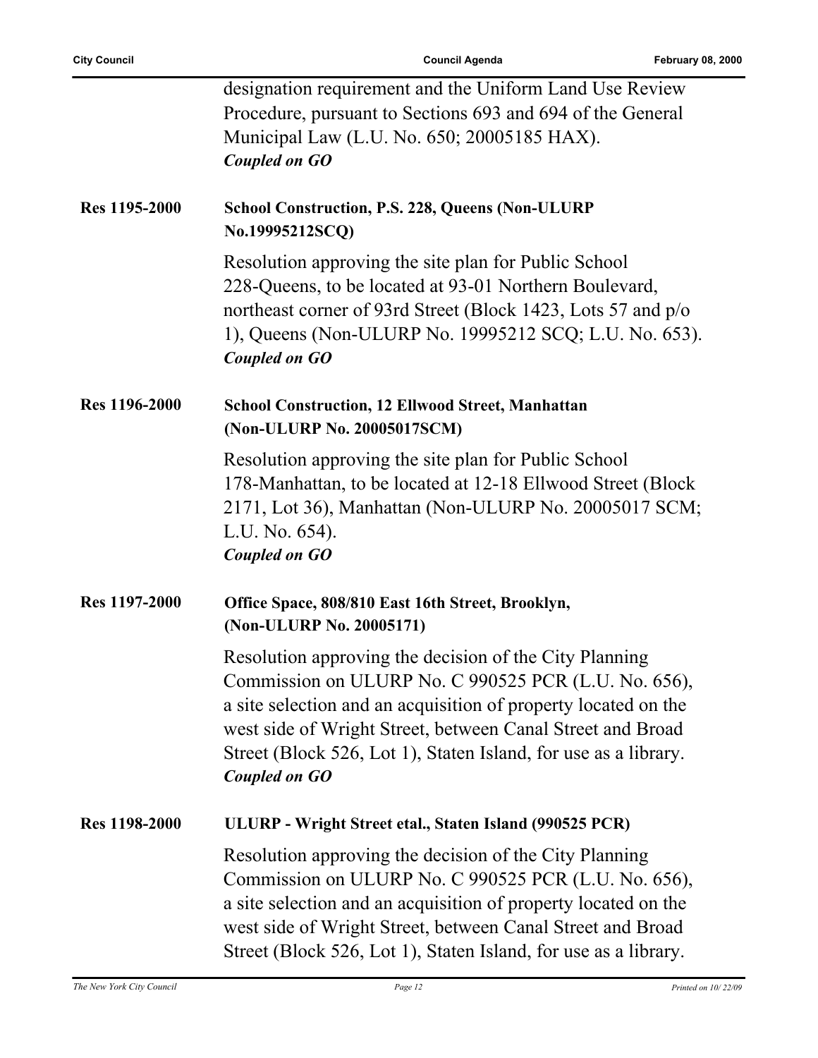designation requirement and the Uniform Land Use Review Procedure, pursuant to Sections 693 and 694 of the General Municipal Law (L.U. No. 650; 20005185 HAX).
***Coupled on GO***

**Res 1195-2000** **School Construction, P.S. 228, Queens (Non-ULURP No.19995212SCQ)**

Resolution approving the site plan for Public School 228-Queens, to be located at 93-01 Northern Boulevard, northeast corner of 93rd Street (Block 1423, Lots 57 and p/o 1), Queens (Non-ULURP No. 19995212 SCQ; L.U. No. 653).
***Coupled on GO***

**Res 1196-2000** **School Construction, 12 Ellwood Street, Manhattan (Non-ULURP No. 20005017SCM)**

Resolution approving the site plan for Public School 178-Manhattan, to be located at 12-18 Ellwood Street (Block 2171, Lot 36), Manhattan (Non-ULURP No. 20005017 SCM; L.U. No. 654).
***Coupled on GO***

**Res 1197-2000** **Office Space, 808/810 East 16th Street, Brooklyn, (Non-ULURP No. 20005171)**

Resolution approving the decision of the City Planning Commission on ULURP No. C 990525 PCR (L.U. No. 656), a site selection and an acquisition of property located on the west side of Wright Street, between Canal Street and Broad Street (Block 526, Lot 1), Staten Island, for use as a library.
***Coupled on GO***

**Res 1198-2000** **ULURP - Wright Street etal., Staten Island (990525 PCR)**

Resolution approving the decision of the City Planning Commission on ULURP No. C 990525 PCR (L.U. No. 656), a site selection and an acquisition of property located on the west side of Wright Street, between Canal Street and Broad Street (Block 526, Lot 1), Staten Island, for use as a library.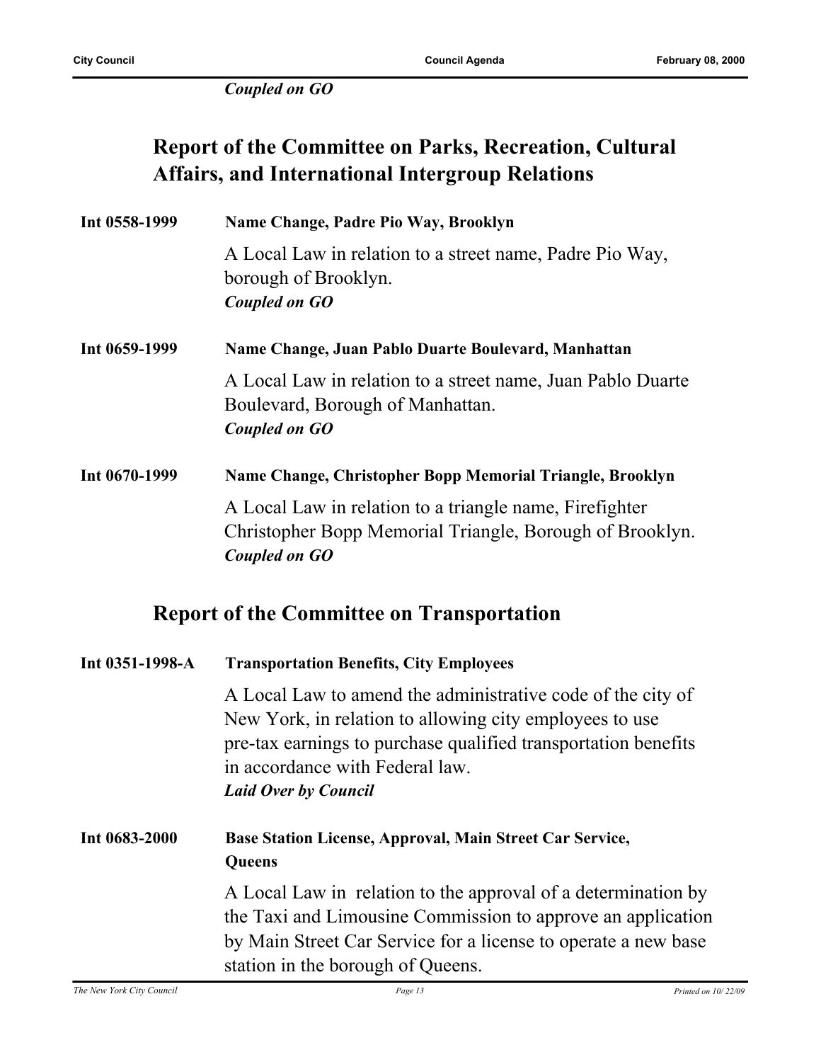*Coupled on GO*

## Report of the Committee on Parks, Recreation, Cultural Affairs, and International Intergroup Relations

**Int 0558-1999** **Name Change, Padre Pio Way, Brooklyn**

A Local Law in relation to a street name, Padre Pio Way, borough of Brooklyn.
***Coupled on GO***

**Int 0659-1999** **Name Change, Juan Pablo Duarte Boulevard, Manhattan**

A Local Law in relation to a street name, Juan Pablo Duarte Boulevard, Borough of Manhattan.
***Coupled on GO***

**Int 0670-1999** **Name Change, Christopher Bopp Memorial Triangle, Brooklyn**

A Local Law in relation to a triangle name, Firefighter Christopher Bopp Memorial Triangle, Borough of Brooklyn.
***Coupled on GO***

## Report of the Committee on Transportation

**Int 0351-1998-A** **Transportation Benefits, City Employees**

A Local Law to amend the administrative code of the city of New York, in relation to allowing city employees to use pre-tax earnings to purchase qualified transportation benefits in accordance with Federal law.
***Laid Over by Council***

**Int 0683-2000** **Base Station License, Approval, Main Street Car Service, Queens**

A Local Law in relation to the approval of a determination by the Taxi and Limousine Commission to approve an application by Main Street Car Service for a license to operate a new base station in the borough of Queens.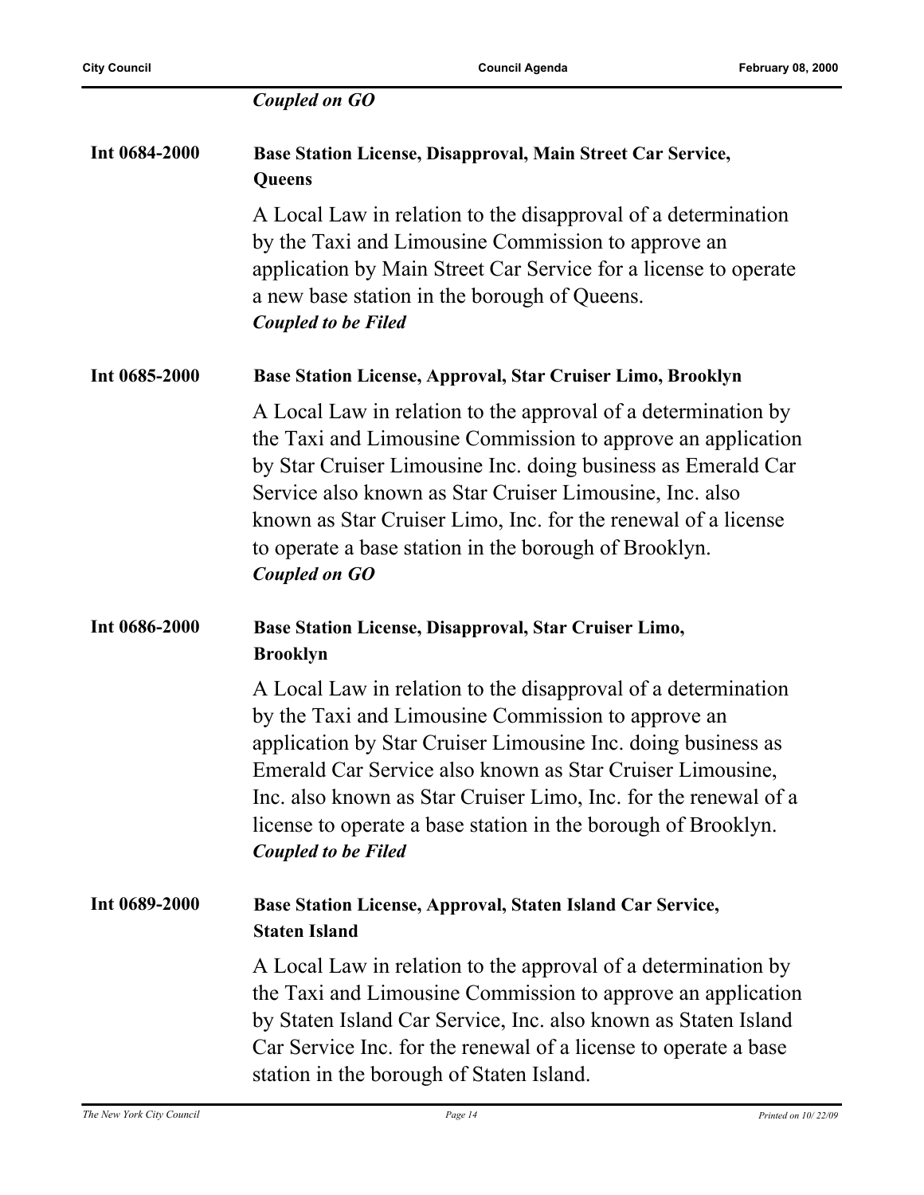***Coupled on GO***

**Int 0684-2000** **Base Station License, Disapproval, Main Street Car Service, Queens**

A Local Law in relation to the disapproval of a determination by the Taxi and Limousine Commission to approve an application by Main Street Car Service for a license to operate a new base station in the borough of Queens.
***Coupled to be Filed***

**Int 0685-2000** **Base Station License, Approval, Star Cruiser Limo, Brooklyn**

A Local Law in relation to the approval of a determination by the Taxi and Limousine Commission to approve an application by Star Cruiser Limousine Inc. doing business as Emerald Car Service also known as Star Cruiser Limousine, Inc. also known as Star Cruiser Limo, Inc. for the renewal of a license to operate a base station in the borough of Brooklyn.
***Coupled on GO***

**Int 0686-2000** **Base Station License, Disapproval, Star Cruiser Limo, Brooklyn**

A Local Law in relation to the disapproval of a determination by the Taxi and Limousine Commission to approve an application by Star Cruiser Limousine Inc. doing business as Emerald Car Service also known as Star Cruiser Limousine, Inc. also known as Star Cruiser Limo, Inc. for the renewal of a license to operate a base station in the borough of Brooklyn.
***Coupled to be Filed***

**Int 0689-2000** **Base Station License, Approval, Staten Island Car Service, Staten Island**

A Local Law in relation to the approval of a determination by the Taxi and Limousine Commission to approve an application by Staten Island Car Service, Inc. also known as Staten Island Car Service Inc. for the renewal of a license to operate a base station in the borough of Staten Island.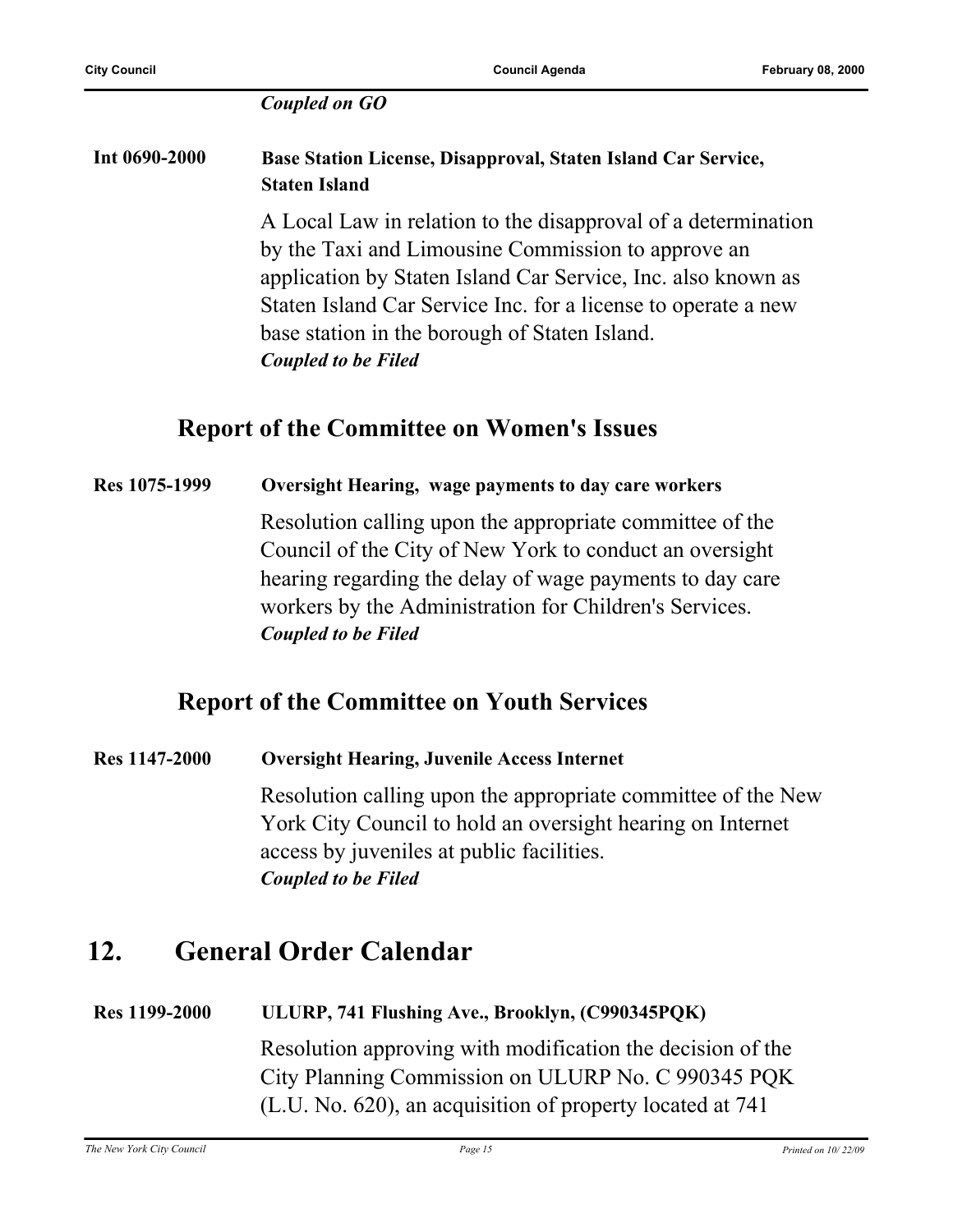*Coupled on GO*

**Int 0690-2000** **Base Station License, Disapproval, Staten Island Car Service, Staten Island**

A Local Law in relation to the disapproval of a determination by the Taxi and Limousine Commission to approve an application by Staten Island Car Service, Inc. also known as Staten Island Car Service Inc. for a license to operate a new base station in the borough of Staten Island.
***Coupled to be Filed***

## Report of the Committee on Women's Issues

**Res 1075-1999** **Oversight Hearing, wage payments to day care workers**

Resolution calling upon the appropriate committee of the Council of the City of New York to conduct an oversight hearing regarding the delay of wage payments to day care workers by the Administration for Children's Services.
***Coupled to be Filed***

## Report of the Committee on Youth Services

**Res 1147-2000** **Oversight Hearing, Juvenile Access Internet**

Resolution calling upon the appropriate committee of the New York City Council to hold an oversight hearing on Internet access by juveniles at public facilities.
***Coupled to be Filed***

# 12. General Order Calendar

**Res 1199-2000** **ULURP, 741 Flushing Ave., Brooklyn, (C990345PQK)**

Resolution approving with modification the decision of the City Planning Commission on ULURP No. C 990345 PQK (L.U. No. 620), an acquisition of property located at 741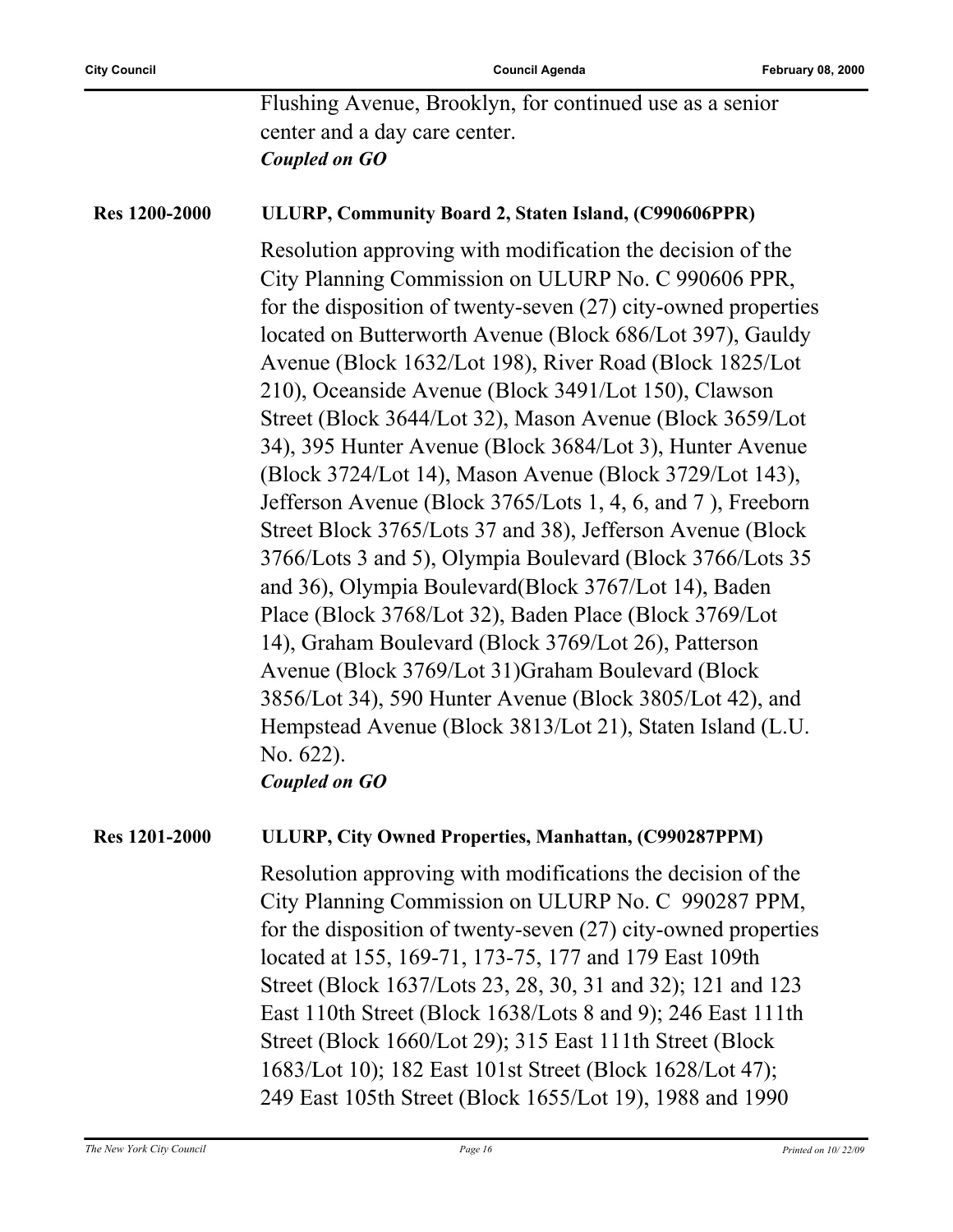Flushing Avenue, Brooklyn, for continued use as a senior center and a day care center.
***Coupled on GO***

**Res 1200-2000** **ULURP, Community Board 2, Staten Island, (C990606PPR)**

Resolution approving with modification the decision of the City Planning Commission on ULURP No. C 990606 PPR, for the disposition of twenty-seven (27) city-owned properties located on Butterworth Avenue (Block 686/Lot 397), Gauldy Avenue (Block 1632/Lot 198), River Road (Block 1825/Lot 210), Oceanside Avenue (Block 3491/Lot 150), Clawson Street (Block 3644/Lot 32), Mason Avenue (Block 3659/Lot 34), 395 Hunter Avenue (Block 3684/Lot 3), Hunter Avenue (Block 3724/Lot 14), Mason Avenue (Block 3729/Lot 143), Jefferson Avenue (Block 3765/Lots 1, 4, 6, and 7 ), Freeborn Street Block 3765/Lots 37 and 38), Jefferson Avenue (Block 3766/Lots 3 and 5), Olympia Boulevard (Block 3766/Lots 35 and 36), Olympia Boulevard(Block 3767/Lot 14), Baden Place (Block 3768/Lot 32), Baden Place (Block 3769/Lot 14), Graham Boulevard (Block 3769/Lot 26), Patterson Avenue (Block 3769/Lot 31)Graham Boulevard (Block 3856/Lot 34), 590 Hunter Avenue (Block 3805/Lot 42), and Hempstead Avenue (Block 3813/Lot 21), Staten Island (L.U. No. 622).
***Coupled on GO***

**Res 1201-2000** **ULURP, City Owned Properties, Manhattan, (C990287PPM)**

Resolution approving with modifications the decision of the City Planning Commission on ULURP No. C 990287 PPM, for the disposition of twenty-seven (27) city-owned properties located at 155, 169-71, 173-75, 177 and 179 East 109th Street (Block 1637/Lots 23, 28, 30, 31 and 32); 121 and 123 East 110th Street (Block 1638/Lots 8 and 9); 246 East 111th Street (Block 1660/Lot 29); 315 East 111th Street (Block 1683/Lot 10); 182 East 101st Street (Block 1628/Lot 47); 249 East 105th Street (Block 1655/Lot 19), 1988 and 1990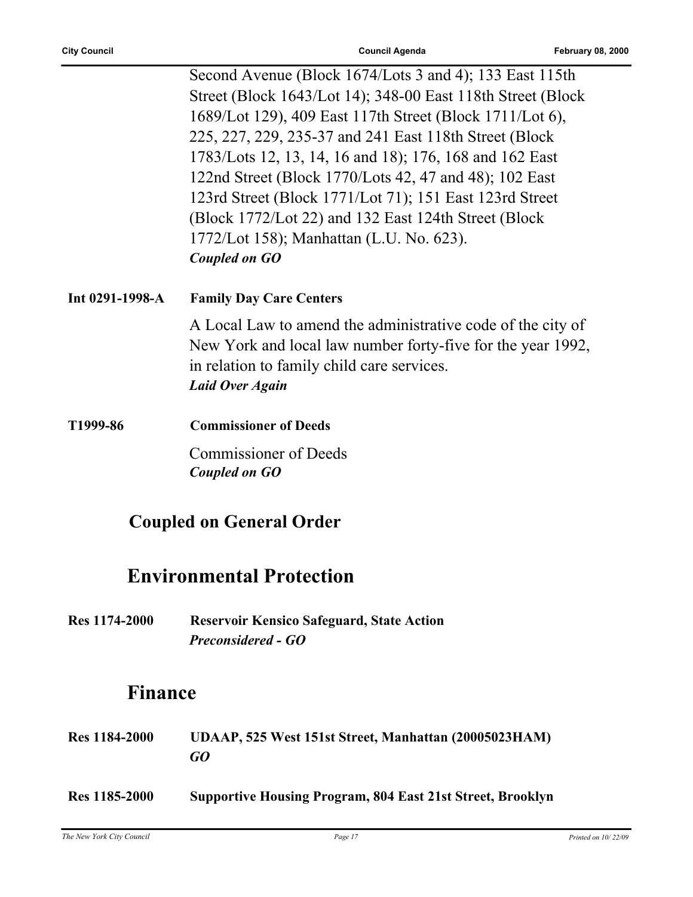Second Avenue (Block 1674/Lots 3 and 4); 133 East 115th Street (Block 1643/Lot 14); 348-00 East 118th Street (Block 1689/Lot 129), 409 East 117th Street (Block 1711/Lot 6), 225, 227, 229, 235-37 and 241 East 118th Street (Block 1783/Lots 12, 13, 14, 16 and 18); 176, 168 and 162 East 122nd Street (Block 1770/Lots 42, 47 and 48); 102 East 123rd Street (Block 1771/Lot 71); 151 East 123rd Street (Block 1772/Lot 22) and 132 East 124th Street (Block 1772/Lot 158); Manhattan (L.U. No. 623).

***Coupled on GO***

**Int 0291-1998-A** **Family Day Care Centers**

A Local Law to amend the administrative code of the city of New York and local law number forty-five for the year 1992, in relation to family child care services.

***Laid Over Again***

**T1999-86** **Commissioner of Deeds**

Commissioner of Deeds

***Coupled on GO***

## Coupled on General Order

## Environmental Protection

**Res 1174-2000** **Reservoir Kensico Safeguard, State Action**

***Preconsidered - GO***

## Finance

**Res 1184-2000** **UDAAP, 525 West 151st Street, Manhattan (20005023HAM)**

***GO***

**Res 1185-2000** **Supportive Housing Program, 804 East 21st Street, Brooklyn**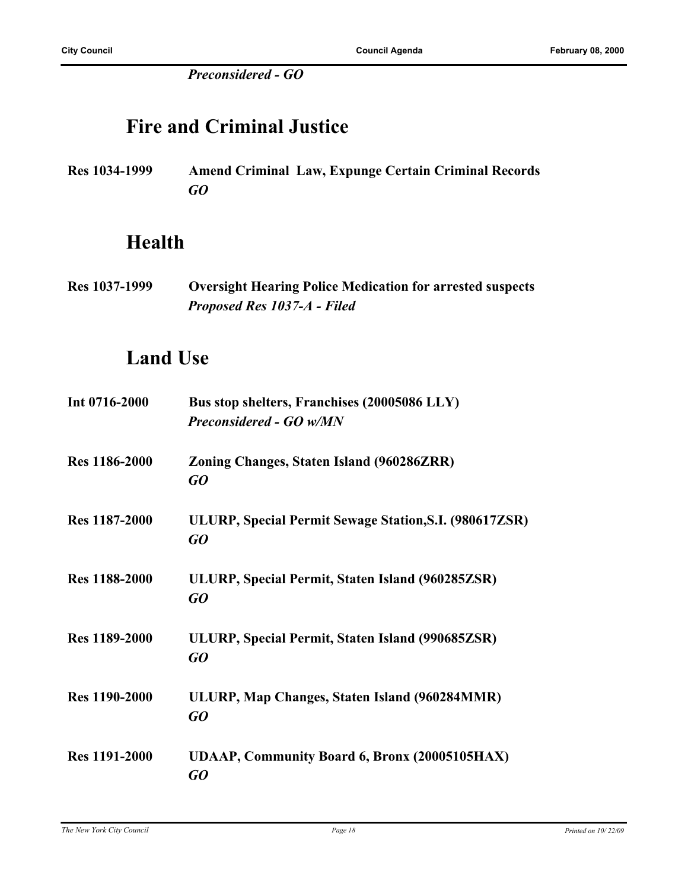*Preconsidered - GO*

## Fire and Criminal Justice

**Res 1034-1999** **Amend Criminal Law, Expunge Certain Criminal Records**
***GO***

## Health

**Res 1037-1999** **Oversight Hearing Police Medication for arrested suspects**
***Proposed Res 1037-A - Filed***

## Land Use

**Int 0716-2000** **Bus stop shelters, Franchises (20005086 LLY)**
***Preconsidered - GO w/MN***

**Res 1186-2000** **Zoning Changes, Staten Island (960286ZRR)**
***GO***

**Res 1187-2000** **ULURP, Special Permit Sewage Station,S.I. (980617ZSR)**
***GO***

**Res 1188-2000** **ULURP, Special Permit, Staten Island (960285ZSR)**
***GO***

**Res 1189-2000** **ULURP, Special Permit, Staten Island (990685ZSR)**
***GO***

**Res 1190-2000** **ULURP, Map Changes, Staten Island (960284MMR)**
***GO***

**Res 1191-2000** **UDAAP, Community Board 6, Bronx (20005105HAX)**
***GO***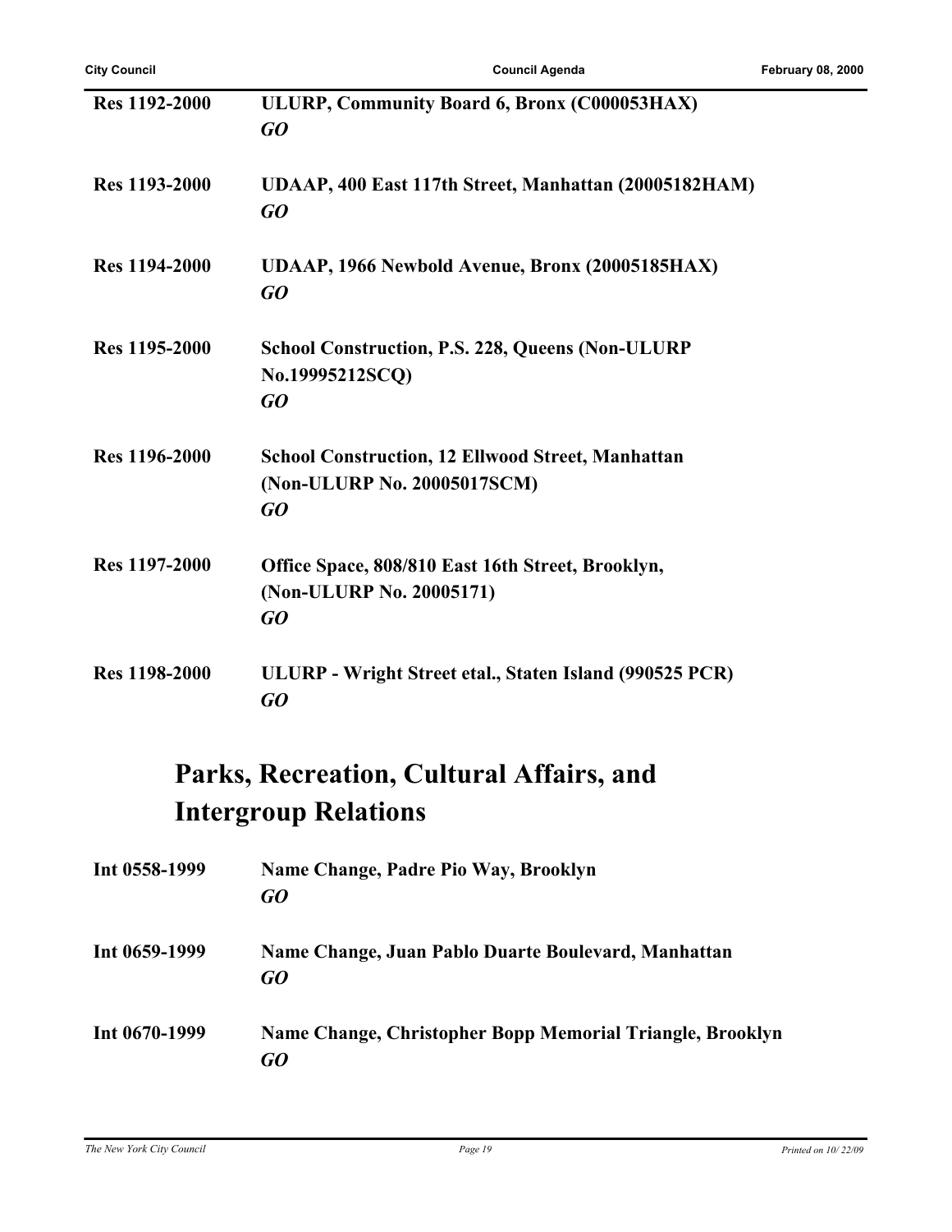**Res 1192-2000** **ULURP, Community Board 6, Bronx (C000053HAX)**
***GO***

**Res 1193-2000** **UDAAP, 400 East 117th Street, Manhattan (20005182HAM)**
***GO***

**Res 1194-2000** **UDAAP, 1966 Newbold Avenue, Bronx (20005185HAX)**
***GO***

**Res 1195-2000** **School Construction, P.S. 228, Queens (Non-ULURP No.19995212SCQ)**
***GO***

**Res 1196-2000** **School Construction, 12 Ellwood Street, Manhattan (Non-ULURP No. 20005017SCM)**
***GO***

**Res 1197-2000** **Office Space, 808/810 East 16th Street, Brooklyn, (Non-ULURP No. 20005171)**
***GO***

**Res 1198-2000** **ULURP - Wright Street etal., Staten Island (990525 PCR)**
***GO***

## Parks, Recreation, Cultural Affairs, and Intergroup Relations

**Int 0558-1999** **Name Change, Padre Pio Way, Brooklyn**
***GO***

**Int 0659-1999** **Name Change, Juan Pablo Duarte Boulevard, Manhattan**
***GO***

**Int 0670-1999** **Name Change, Christopher Bopp Memorial Triangle, Brooklyn**
***GO***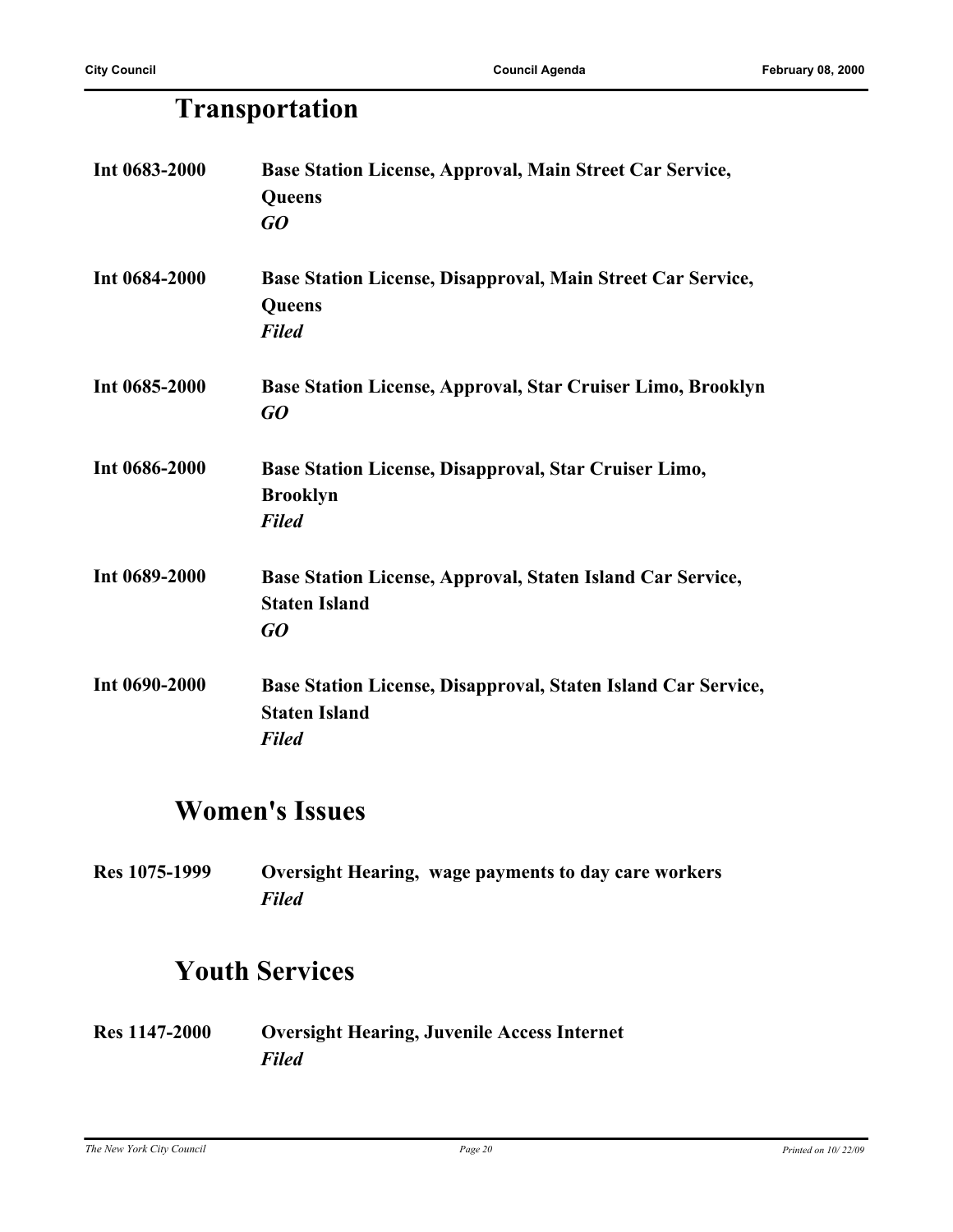## Transportation

**Int 0683-2000** **Base Station License, Approval, Main Street Car Service, Queens**
***GO***

**Int 0684-2000** **Base Station License, Disapproval, Main Street Car Service, Queens**
***Filed***

**Int 0685-2000** **Base Station License, Approval, Star Cruiser Limo, Brooklyn**
***GO***

**Int 0686-2000** **Base Station License, Disapproval, Star Cruiser Limo, Brooklyn**
***Filed***

**Int 0689-2000** **Base Station License, Approval, Staten Island Car Service, Staten Island**
***GO***

**Int 0690-2000** **Base Station License, Disapproval, Staten Island Car Service, Staten Island**
***Filed***

## Women's Issues

**Res 1075-1999** **Oversight Hearing, wage payments to day care workers**
***Filed***

## Youth Services

**Res 1147-2000** **Oversight Hearing, Juvenile Access Internet**
***Filed***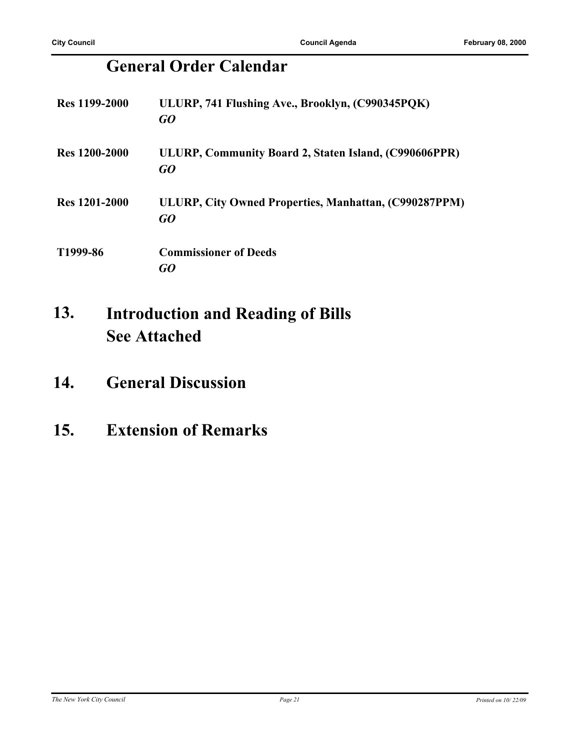## General Order Calendar

**Res 1199-2000** **ULURP, 741 Flushing Ave., Brooklyn, (C990345PQK)**
***GO***

**Res 1200-2000** **ULURP, Community Board 2, Staten Island, (C990606PPR)**
***GO***

**Res 1201-2000** **ULURP, City Owned Properties, Manhattan, (C990287PPM)**
***GO***

**T1999-86** **Commissioner of Deeds**
***GO***

## 13. Introduction and Reading of Bills
## See Attached

## 14. General Discussion

## 15. Extension of Remarks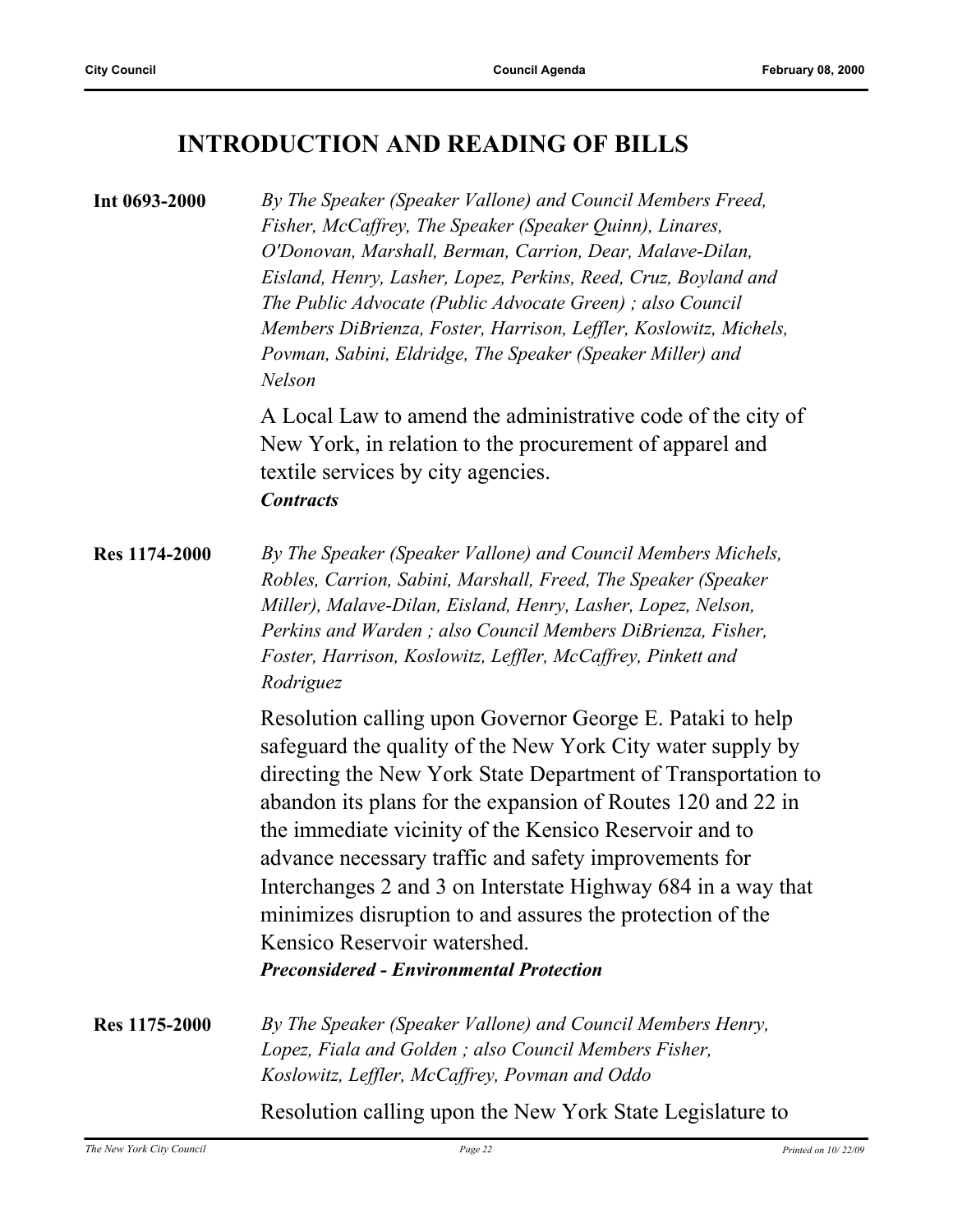## INTRODUCTION AND READING OF BILLS

**Int 0693-2000**

*By The Speaker (Speaker Vallone) and Council Members Freed, Fisher, McCaffrey, The Speaker (Speaker Quinn), Linares, O'Donovan, Marshall, Berman, Carrion, Dear, Malave-Dilan, Eisland, Henry, Lasher, Lopez, Perkins, Reed, Cruz, Boyland and The Public Advocate (Public Advocate Green) ; also Council Members DiBrienza, Foster, Harrison, Leffler, Koslowitz, Michels, Povman, Sabini, Eldridge, The Speaker (Speaker Miller) and Nelson*

A Local Law to amend the administrative code of the city of New York, in relation to the procurement of apparel and textile services by city agencies.
***Contracts***

**Res 1174-2000**

*By The Speaker (Speaker Vallone) and Council Members Michels, Robles, Carrion, Sabini, Marshall, Freed, The Speaker (Speaker Miller), Malave-Dilan, Eisland, Henry, Lasher, Lopez, Nelson, Perkins and Warden ; also Council Members DiBrienza, Fisher, Foster, Harrison, Koslowitz, Leffler, McCaffrey, Pinkett and Rodriguez*

Resolution calling upon Governor George E. Pataki to help safeguard the quality of the New York City water supply by directing the New York State Department of Transportation to abandon its plans for the expansion of Routes 120 and 22 in the immediate vicinity of the Kensico Reservoir and to advance necessary traffic and safety improvements for Interchanges 2 and 3 on Interstate Highway 684 in a way that minimizes disruption to and assures the protection of the Kensico Reservoir watershed.
***Preconsidered - Environmental Protection***

**Res 1175-2000**

*By The Speaker (Speaker Vallone) and Council Members Henry, Lopez, Fiala and Golden ; also Council Members Fisher, Koslowitz, Leffler, McCaffrey, Povman and Oddo*

Resolution calling upon the New York State Legislature to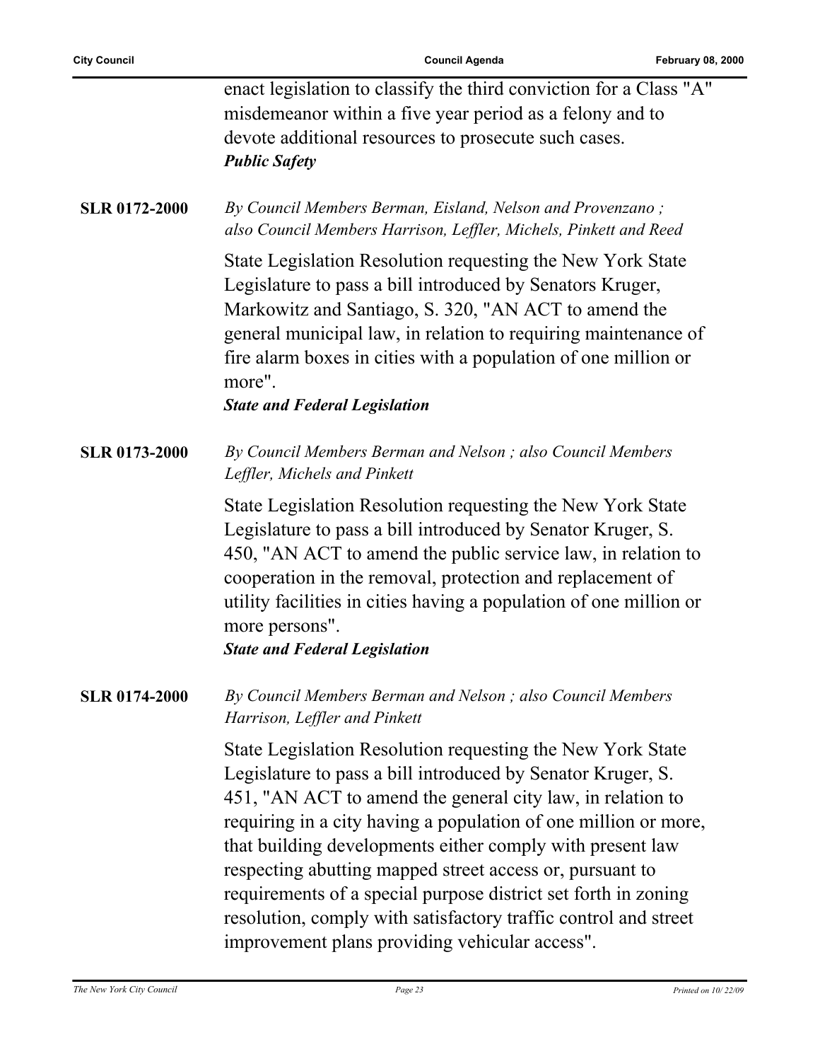enact legislation to classify the third conviction for a Class "A" misdemeanor within a five year period as a felony and to devote additional resources to prosecute such cases.
***Public Safety***

**SLR 0172-2000** *By Council Members Berman, Eisland, Nelson and Provenzano ; also Council Members Harrison, Leffler, Michels, Pinkett and Reed*

State Legislation Resolution requesting the New York State Legislature to pass a bill introduced by Senators Kruger, Markowitz and Santiago, S. 320, "AN ACT to amend the general municipal law, in relation to requiring maintenance of fire alarm boxes in cities with a population of one million or more".
***State and Federal Legislation***

**SLR 0173-2000** *By Council Members Berman and Nelson ; also Council Members Leffler, Michels and Pinkett*

State Legislation Resolution requesting the New York State Legislature to pass a bill introduced by Senator Kruger, S. 450, "AN ACT to amend the public service law, in relation to cooperation in the removal, protection and replacement of utility facilities in cities having a population of one million or more persons".
***State and Federal Legislation***

**SLR 0174-2000** *By Council Members Berman and Nelson ; also Council Members Harrison, Leffler and Pinkett*

State Legislation Resolution requesting the New York State Legislature to pass a bill introduced by Senator Kruger, S. 451, "AN ACT to amend the general city law, in relation to requiring in a city having a population of one million or more, that building developments either comply with present law respecting abutting mapped street access or, pursuant to requirements of a special purpose district set forth in zoning resolution, comply with satisfactory traffic control and street improvement plans providing vehicular access".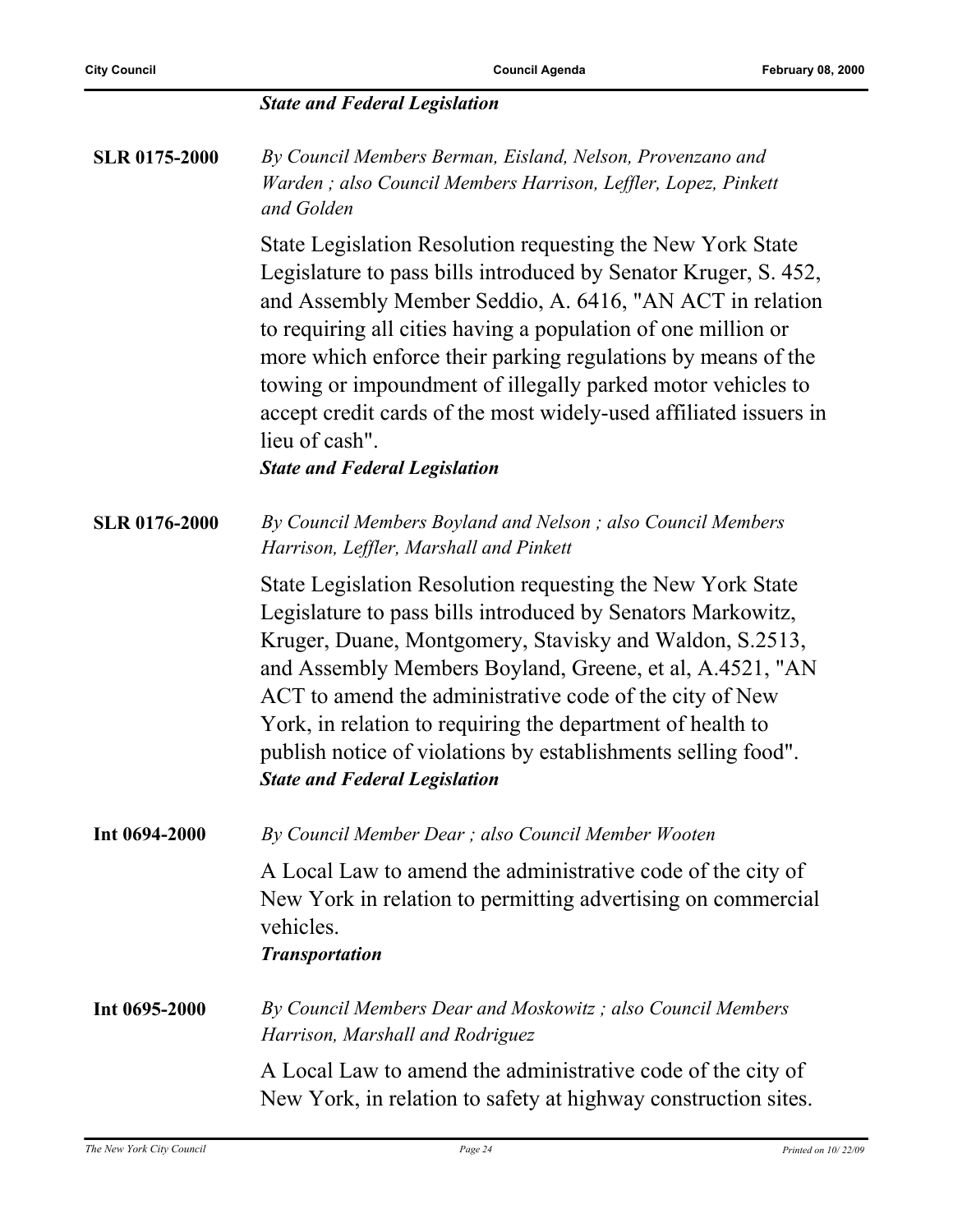***State and Federal Legislation***

**SLR 0175-2000**

*By Council Members Berman, Eisland, Nelson, Provenzano and Warden ; also Council Members Harrison, Leffler, Lopez, Pinkett and Golden*

State Legislation Resolution requesting the New York State Legislature to pass bills introduced by Senator Kruger, S. 452, and Assembly Member Seddio, A. 6416, "AN ACT in relation to requiring all cities having a population of one million or more which enforce their parking regulations by means of the towing or impoundment of illegally parked motor vehicles to accept credit cards of the most widely-used affiliated issuers in lieu of cash".

***State and Federal Legislation***

**SLR 0176-2000**

*By Council Members Boyland and Nelson ; also Council Members Harrison, Leffler, Marshall and Pinkett*

State Legislation Resolution requesting the New York State Legislature to pass bills introduced by Senators Markowitz, Kruger, Duane, Montgomery, Stavisky and Waldon, S.2513, and Assembly Members Boyland, Greene, et al, A.4521, "AN ACT to amend the administrative code of the city of New York, in relation to requiring the department of health to publish notice of violations by establishments selling food".

***State and Federal Legislation***

**Int 0694-2000**

*By Council Member Dear ; also Council Member Wooten*

A Local Law to amend the administrative code of the city of New York in relation to permitting advertising on commercial vehicles.

***Transportation***

**Int 0695-2000**

*By Council Members Dear and Moskowitz ; also Council Members Harrison, Marshall and Rodriguez*

A Local Law to amend the administrative code of the city of New York, in relation to safety at highway construction sites.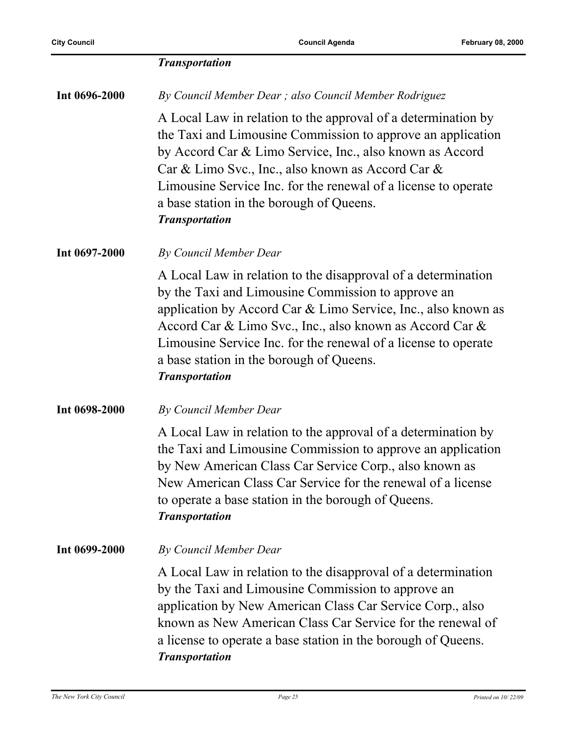***Transportation***

**Int 0696-2000**

*By Council Member Dear ; also Council Member Rodriguez*

A Local Law in relation to the approval of a determination by the Taxi and Limousine Commission to approve an application by Accord Car & Limo Service, Inc., also known as Accord Car & Limo Svc., Inc., also known as Accord Car & Limousine Service Inc. for the renewal of a license to operate a base station in the borough of Queens.

***Transportation***

**Int 0697-2000**

*By Council Member Dear*

A Local Law in relation to the disapproval of a determination by the Taxi and Limousine Commission to approve an application by Accord Car & Limo Service, Inc., also known as Accord Car & Limo Svc., Inc., also known as Accord Car & Limousine Service Inc. for the renewal of a license to operate a base station in the borough of Queens.

***Transportation***

**Int 0698-2000**

*By Council Member Dear*

A Local Law in relation to the approval of a determination by the Taxi and Limousine Commission to approve an application by New American Class Car Service Corp., also known as New American Class Car Service for the renewal of a license to operate a base station in the borough of Queens.

***Transportation***

**Int 0699-2000**

*By Council Member Dear*

A Local Law in relation to the disapproval of a determination by the Taxi and Limousine Commission to approve an application by New American Class Car Service Corp., also known as New American Class Car Service for the renewal of a license to operate a base station in the borough of Queens.

***Transportation***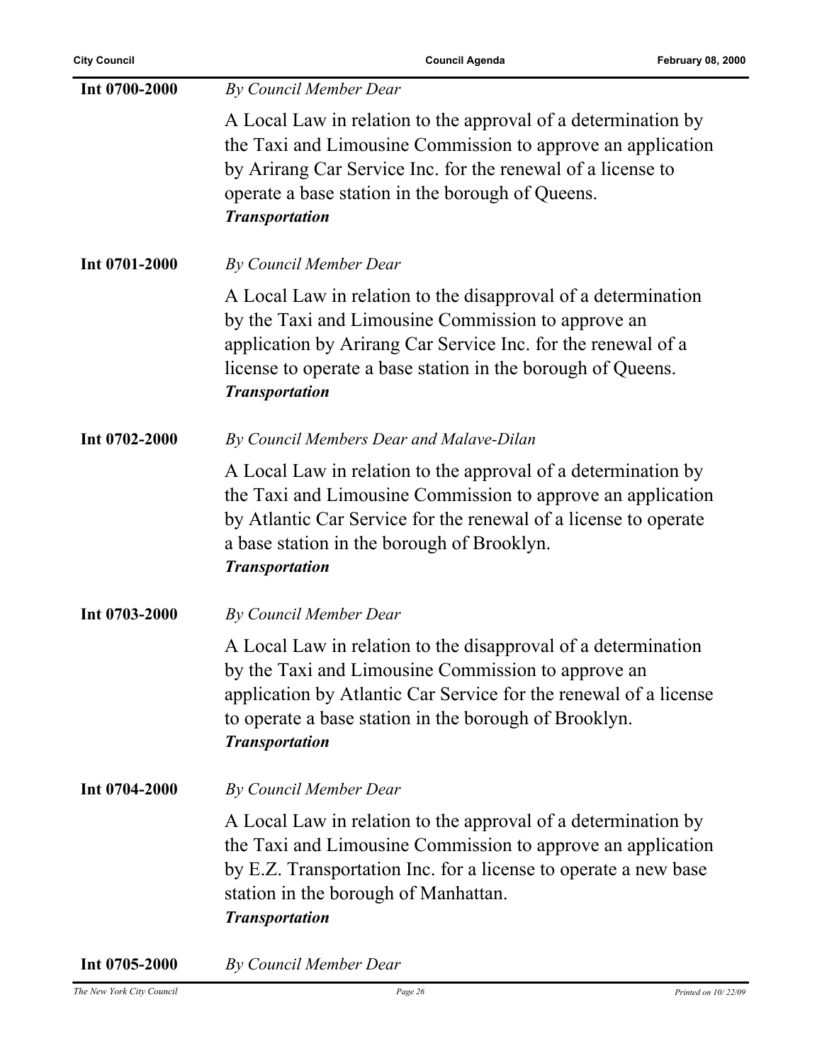**Int 0700-2000** *By Council Member Dear*

A Local Law in relation to the approval of a determination by the Taxi and Limousine Commission to approve an application by Arirang Car Service Inc. for the renewal of a license to operate a base station in the borough of Queens.
***Transportation***

**Int 0701-2000** *By Council Member Dear*

A Local Law in relation to the disapproval of a determination by the Taxi and Limousine Commission to approve an application by Arirang Car Service Inc. for the renewal of a license to operate a base station in the borough of Queens.
***Transportation***

**Int 0702-2000** *By Council Members Dear and Malave-Dilan*

A Local Law in relation to the approval of a determination by the Taxi and Limousine Commission to approve an application by Atlantic Car Service for the renewal of a license to operate a base station in the borough of Brooklyn.
***Transportation***

**Int 0703-2000** *By Council Member Dear*

A Local Law in relation to the disapproval of a determination by the Taxi and Limousine Commission to approve an application by Atlantic Car Service for the renewal of a license to operate a base station in the borough of Brooklyn.
***Transportation***

**Int 0704-2000** *By Council Member Dear*

A Local Law in relation to the approval of a determination by the Taxi and Limousine Commission to approve an application by E.Z. Transportation Inc. for a license to operate a new base station in the borough of Manhattan.
***Transportation***

**Int 0705-2000** *By Council Member Dear*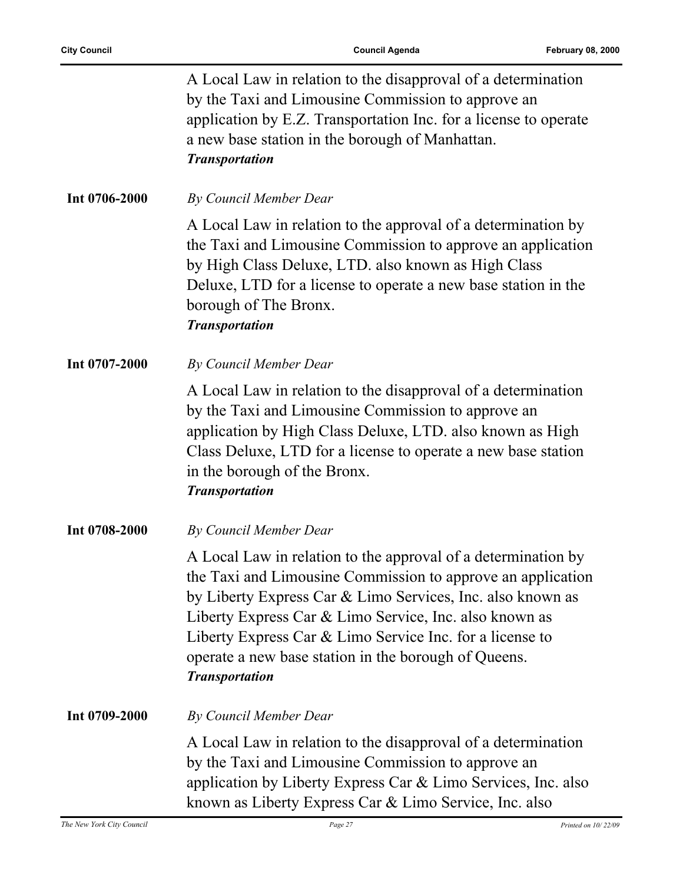A Local Law in relation to the disapproval of a determination by the Taxi and Limousine Commission to approve an application by E.Z. Transportation Inc. for a license to operate a new base station in the borough of Manhattan.
***Transportation***

**Int 0706-2000** *By Council Member Dear*

A Local Law in relation to the approval of a determination by the Taxi and Limousine Commission to approve an application by High Class Deluxe, LTD. also known as High Class Deluxe, LTD for a license to operate a new base station in the borough of The Bronx.
***Transportation***

**Int 0707-2000** *By Council Member Dear*

A Local Law in relation to the disapproval of a determination by the Taxi and Limousine Commission to approve an application by High Class Deluxe, LTD. also known as High Class Deluxe, LTD for a license to operate a new base station in the borough of the Bronx.
***Transportation***

**Int 0708-2000** *By Council Member Dear*

A Local Law in relation to the approval of a determination by the Taxi and Limousine Commission to approve an application by Liberty Express Car & Limo Services, Inc. also known as Liberty Express Car & Limo Service, Inc. also known as Liberty Express Car & Limo Service Inc. for a license to operate a new base station in the borough of Queens.
***Transportation***

**Int 0709-2000** *By Council Member Dear*

A Local Law in relation to the disapproval of a determination by the Taxi and Limousine Commission to approve an application by Liberty Express Car & Limo Services, Inc. also known as Liberty Express Car & Limo Service, Inc. also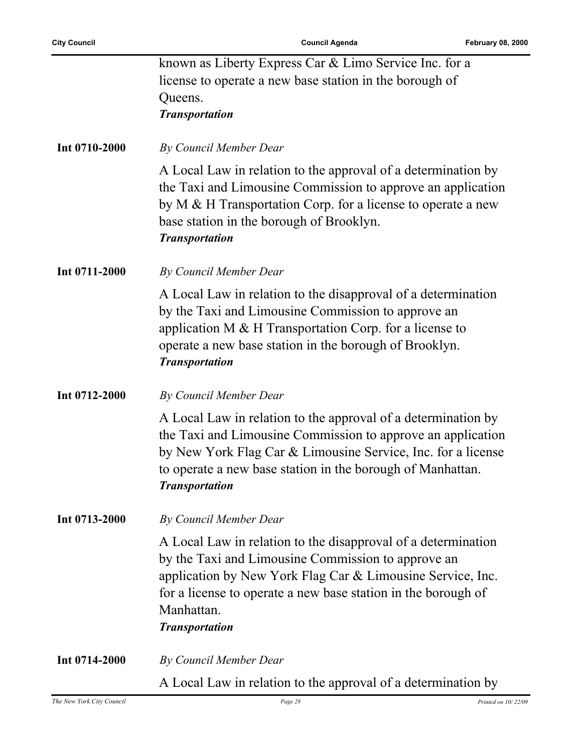known as Liberty Express Car & Limo Service Inc. for a license to operate a new base station in the borough of Queens.
***Transportation***

**Int 0710-2000** *By Council Member Dear*

A Local Law in relation to the approval of a determination by the Taxi and Limousine Commission to approve an application by M & H Transportation Corp. for a license to operate a new base station in the borough of Brooklyn.
***Transportation***

**Int 0711-2000** *By Council Member Dear*

A Local Law in relation to the disapproval of a determination by the Taxi and Limousine Commission to approve an application M & H Transportation Corp. for a license to operate a new base station in the borough of Brooklyn.
***Transportation***

**Int 0712-2000** *By Council Member Dear*

A Local Law in relation to the approval of a determination by the Taxi and Limousine Commission to approve an application by New York Flag Car & Limousine Service, Inc. for a license to operate a new base station in the borough of Manhattan.
***Transportation***

**Int 0713-2000** *By Council Member Dear*

A Local Law in relation to the disapproval of a determination by the Taxi and Limousine Commission to approve an application by New York Flag Car & Limousine Service, Inc. for a license to operate a new base station in the borough of Manhattan.
***Transportation***

**Int 0714-2000** *By Council Member Dear*

A Local Law in relation to the approval of a determination by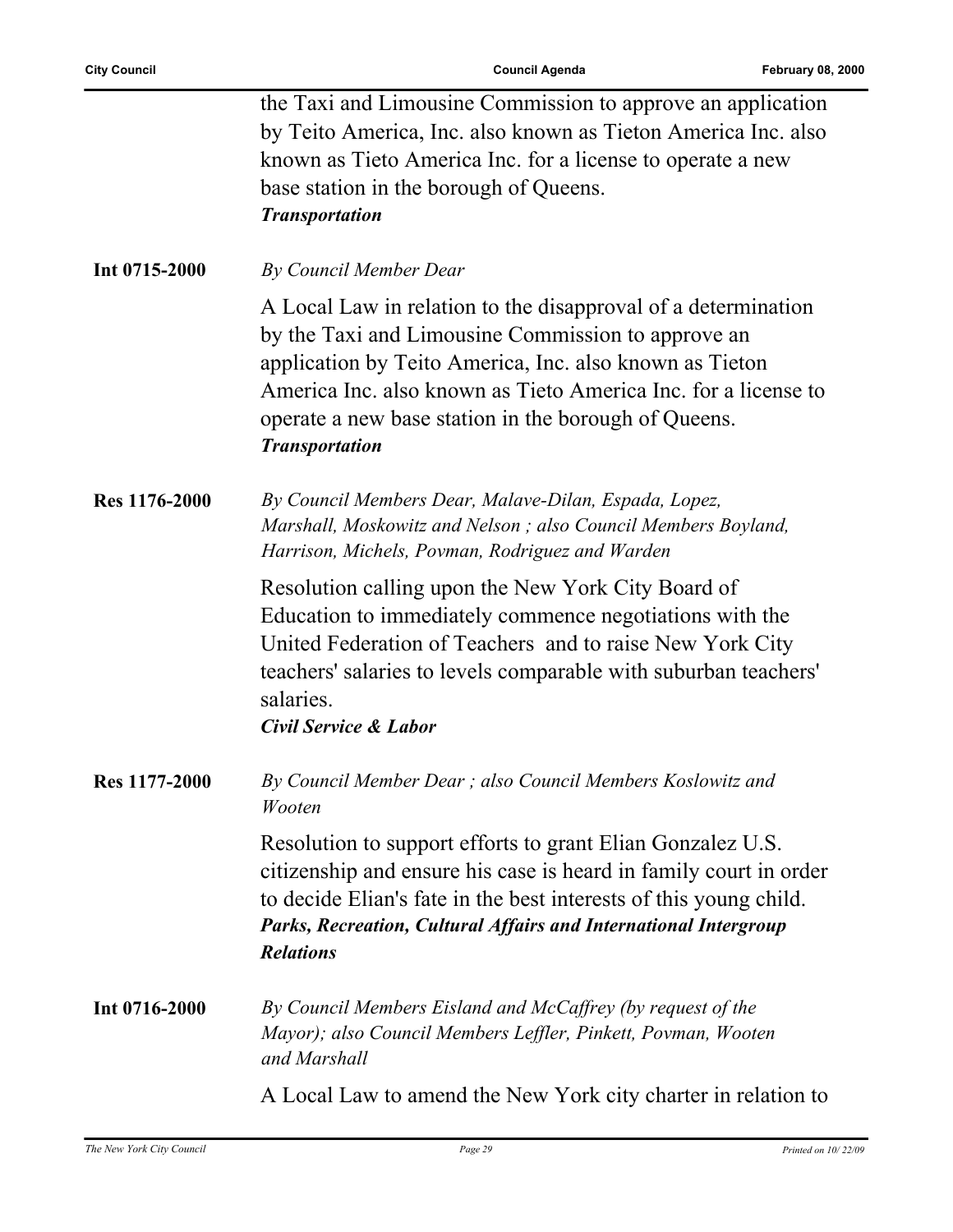the Taxi and Limousine Commission to approve an application by Teito America, Inc. also known as Tieton America Inc. also known as Tieto America Inc. for a license to operate a new base station in the borough of Queens.
***Transportation***

**Int 0715-2000** *By Council Member Dear*

A Local Law in relation to the disapproval of a determination by the Taxi and Limousine Commission to approve an application by Teito America, Inc. also known as Tieton America Inc. also known as Tieto America Inc. for a license to operate a new base station in the borough of Queens.
***Transportation***

**Res 1176-2000** *By Council Members Dear, Malave-Dilan, Espada, Lopez, Marshall, Moskowitz and Nelson ; also Council Members Boyland, Harrison, Michels, Povman, Rodriguez and Warden*

Resolution calling upon the New York City Board of Education to immediately commence negotiations with the United Federation of Teachers and to raise New York City teachers' salaries to levels comparable with suburban teachers' salaries.
***Civil Service & Labor***

**Res 1177-2000** *By Council Member Dear ; also Council Members Koslowitz and Wooten*

Resolution to support efforts to grant Elian Gonzalez U.S. citizenship and ensure his case is heard in family court in order to decide Elian's fate in the best interests of this young child.
***Parks, Recreation, Cultural Affairs and International Intergroup Relations***

**Int 0716-2000** *By Council Members Eisland and McCaffrey (by request of the Mayor); also Council Members Leffler, Pinkett, Povman, Wooten and Marshall*

A Local Law to amend the New York city charter in relation to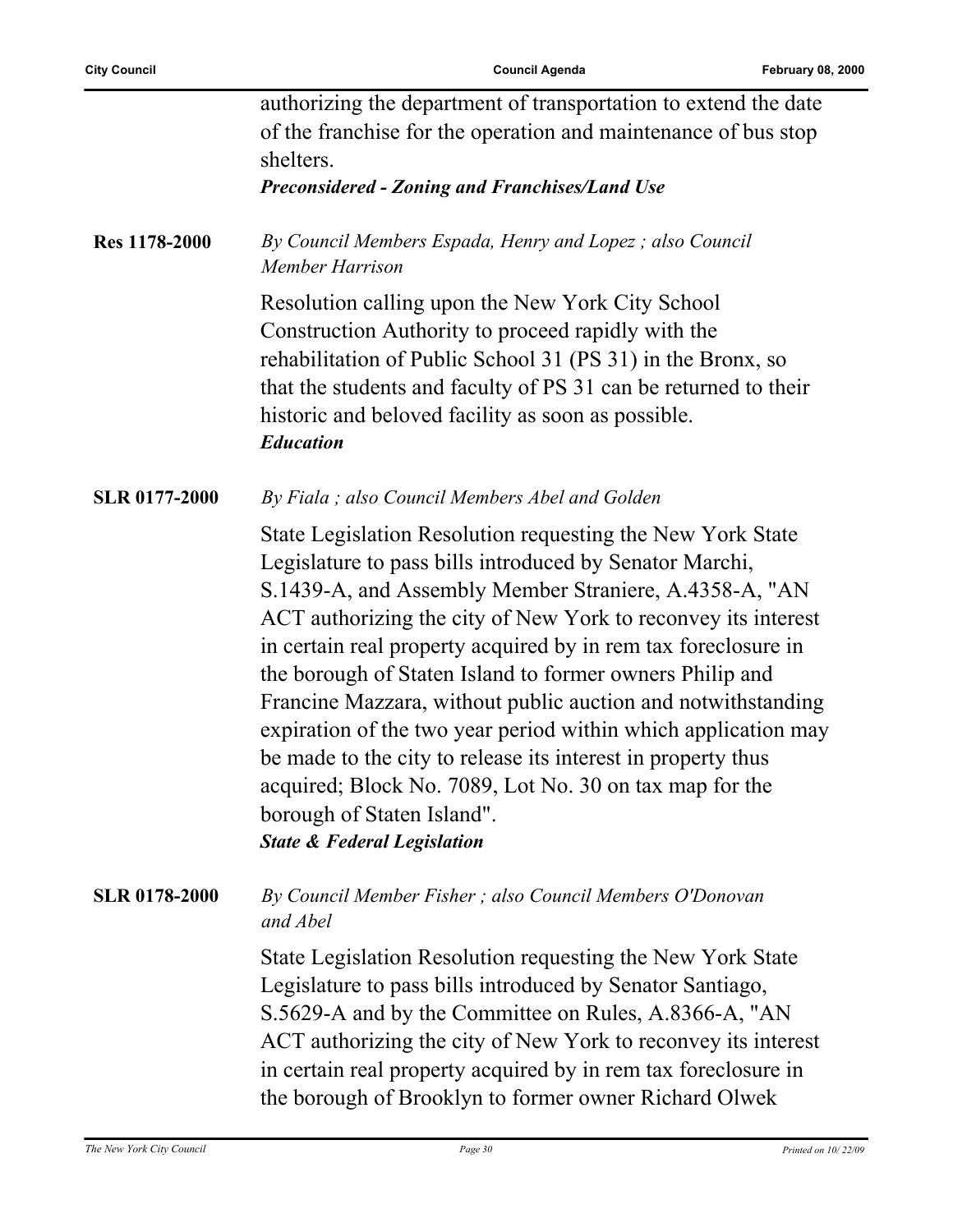authorizing the department of transportation to extend the date of the franchise for the operation and maintenance of bus stop shelters.
***Preconsidered - Zoning and Franchises/Land Use***

**Res 1178-2000**

*By Council Members Espada, Henry and Lopez ; also Council Member Harrison*

Resolution calling upon the New York City School Construction Authority to proceed rapidly with the rehabilitation of Public School 31 (PS 31) in the Bronx, so that the students and faculty of PS 31 can be returned to their historic and beloved facility as soon as possible.
***Education***

**SLR 0177-2000**

*By Fiala ; also Council Members Abel and Golden*

State Legislation Resolution requesting the New York State Legislature to pass bills introduced by Senator Marchi, S.1439-A, and Assembly Member Straniere, A.4358-A, "AN ACT authorizing the city of New York to reconvey its interest in certain real property acquired by in rem tax foreclosure in the borough of Staten Island to former owners Philip and Francine Mazzara, without public auction and notwithstanding expiration of the two year period within which application may be made to the city to release its interest in property thus acquired; Block No. 7089, Lot No. 30 on tax map for the borough of Staten Island".
***State & Federal Legislation***

**SLR 0178-2000**

*By Council Member Fisher ; also Council Members O'Donovan and Abel*

State Legislation Resolution requesting the New York State Legislature to pass bills introduced by Senator Santiago, S.5629-A and by the Committee on Rules, A.8366-A, "AN ACT authorizing the city of New York to reconvey its interest in certain real property acquired by in rem tax foreclosure in the borough of Brooklyn to former owner Richard Olwek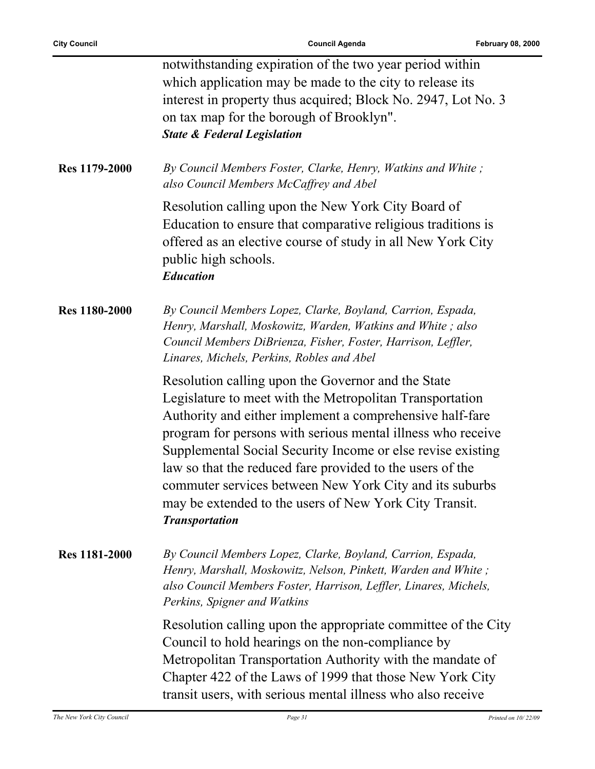notwithstanding expiration of the two year period within which application may be made to the city to release its interest in property thus acquired; Block No. 2947, Lot No. 3 on tax map for the borough of Brooklyn".
***State & Federal Legislation***

**Res 1179-2000**

*By Council Members Foster, Clarke, Henry, Watkins and White ; also Council Members McCaffrey and Abel*

Resolution calling upon the New York City Board of Education to ensure that comparative religious traditions is offered as an elective course of study in all New York City public high schools.
***Education***

**Res 1180-2000**

*By Council Members Lopez, Clarke, Boyland, Carrion, Espada, Henry, Marshall, Moskowitz, Warden, Watkins and White ; also Council Members DiBrienza, Fisher, Foster, Harrison, Leffler, Linares, Michels, Perkins, Robles and Abel*

Resolution calling upon the Governor and the State Legislature to meet with the Metropolitan Transportation Authority and either implement a comprehensive half-fare program for persons with serious mental illness who receive Supplemental Social Security Income or else revise existing law so that the reduced fare provided to the users of the commuter services between New York City and its suburbs may be extended to the users of New York City Transit.
***Transportation***

**Res 1181-2000**

*By Council Members Lopez, Clarke, Boyland, Carrion, Espada, Henry, Marshall, Moskowitz, Nelson, Pinkett, Warden and White ; also Council Members Foster, Harrison, Leffler, Linares, Michels, Perkins, Spigner and Watkins*

Resolution calling upon the appropriate committee of the City Council to hold hearings on the non-compliance by Metropolitan Transportation Authority with the mandate of Chapter 422 of the Laws of 1999 that those New York City transit users, with serious mental illness who also receive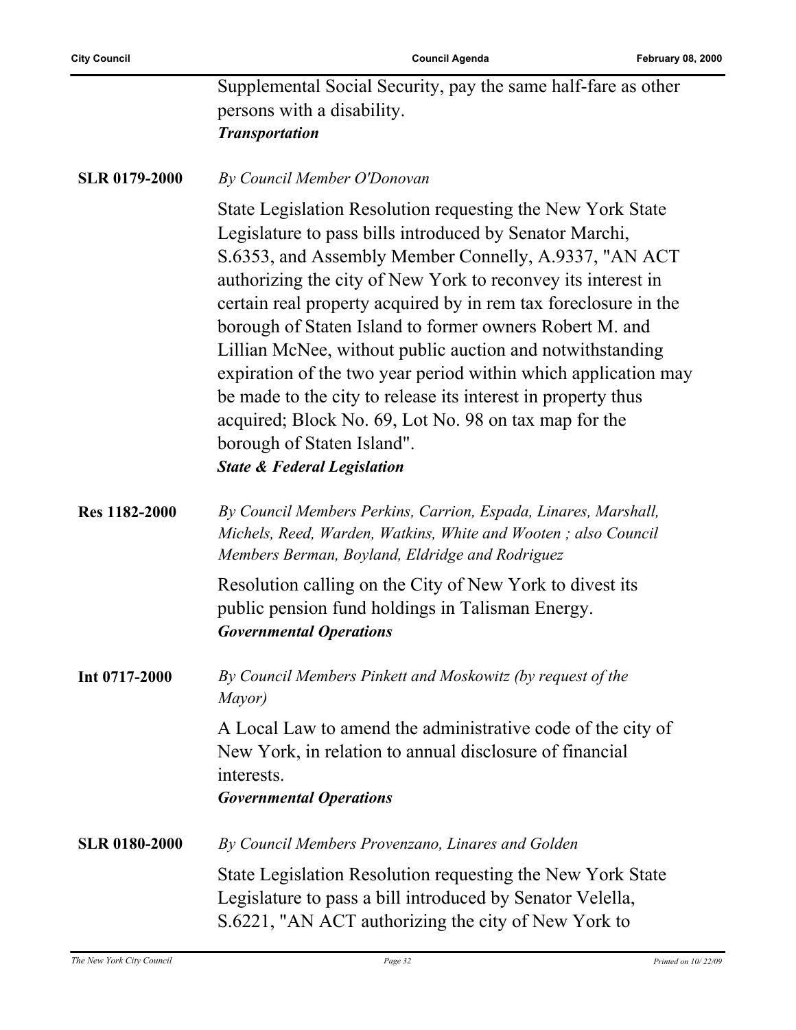Supplemental Social Security, pay the same half-fare as other persons with a disability.
***Transportation***

**SLR 0179-2000** *By Council Member O'Donovan*

State Legislation Resolution requesting the New York State Legislature to pass bills introduced by Senator Marchi, S.6353, and Assembly Member Connelly, A.9337, "AN ACT authorizing the city of New York to reconvey its interest in certain real property acquired by in rem tax foreclosure in the borough of Staten Island to former owners Robert M. and Lillian McNee, without public auction and notwithstanding expiration of the two year period within which application may be made to the city to release its interest in property thus acquired; Block No. 69, Lot No. 98 on tax map for the borough of Staten Island".
***State & Federal Legislation***

**Res 1182-2000** *By Council Members Perkins, Carrion, Espada, Linares, Marshall, Michels, Reed, Warden, Watkins, White and Wooten ; also Council Members Berman, Boyland, Eldridge and Rodriguez*

Resolution calling on the City of New York to divest its public pension fund holdings in Talisman Energy.
***Governmental Operations***

**Int 0717-2000** *By Council Members Pinkett and Moskowitz (by request of the Mayor)*

A Local Law to amend the administrative code of the city of New York, in relation to annual disclosure of financial interests.
***Governmental Operations***

**SLR 0180-2000** *By Council Members Provenzano, Linares and Golden*

State Legislation Resolution requesting the New York State Legislature to pass a bill introduced by Senator Velella, S.6221, "AN ACT authorizing the city of New York to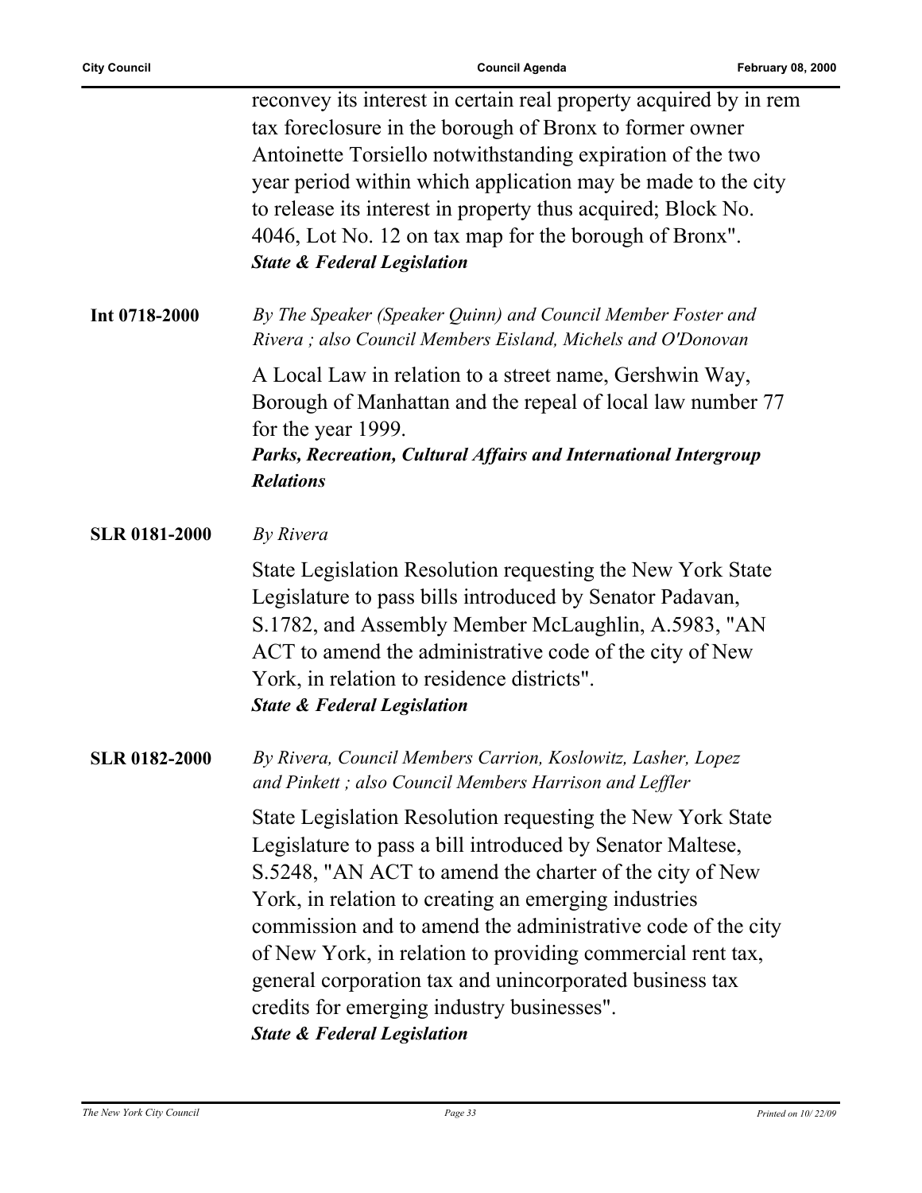reconvey its interest in certain real property acquired by in rem tax foreclosure in the borough of Bronx to former owner Antoinette Torsiello notwithstanding expiration of the two year period within which application may be made to the city to release its interest in property thus acquired; Block No. 4046, Lot No. 12 on tax map for the borough of Bronx".
***State & Federal Legislation***

**Int 0718-2000**

*By The Speaker (Speaker Quinn) and Council Member Foster and Rivera ; also Council Members Eisland, Michels and O'Donovan*

A Local Law in relation to a street name, Gershwin Way, Borough of Manhattan and the repeal of local law number 77 for the year 1999.
***Parks, Recreation, Cultural Affairs and International Intergroup Relations***

**SLR 0181-2000**

*By Rivera*

State Legislation Resolution requesting the New York State Legislature to pass bills introduced by Senator Padavan, S.1782, and Assembly Member McLaughlin, A.5983, "AN ACT to amend the administrative code of the city of New York, in relation to residence districts".
***State & Federal Legislation***

**SLR 0182-2000**

*By Rivera, Council Members Carrion, Koslowitz, Lasher, Lopez and Pinkett ; also Council Members Harrison and Leffler*

State Legislation Resolution requesting the New York State Legislature to pass a bill introduced by Senator Maltese, S.5248, "AN ACT to amend the charter of the city of New York, in relation to creating an emerging industries commission and to amend the administrative code of the city of New York, in relation to providing commercial rent tax, general corporation tax and unincorporated business tax credits for emerging industry businesses".
***State & Federal Legislation***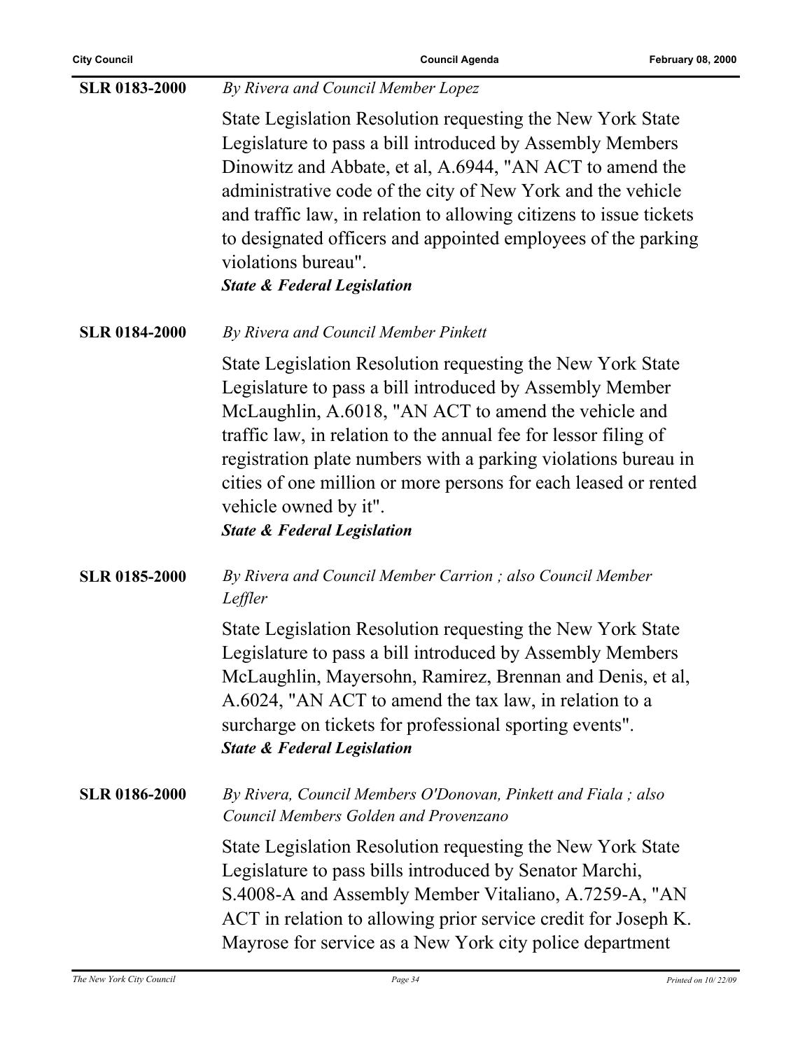**SLR 0183-2000** *By Rivera and Council Member Lopez*

State Legislation Resolution requesting the New York State Legislature to pass a bill introduced by Assembly Members Dinowitz and Abbate, et al, A.6944, "AN ACT to amend the administrative code of the city of New York and the vehicle and traffic law, in relation to allowing citizens to issue tickets to designated officers and appointed employees of the parking violations bureau".

***State & Federal Legislation***

**SLR 0184-2000** *By Rivera and Council Member Pinkett*

State Legislation Resolution requesting the New York State Legislature to pass a bill introduced by Assembly Member McLaughlin, A.6018, "AN ACT to amend the vehicle and traffic law, in relation to the annual fee for lessor filing of registration plate numbers with a parking violations bureau in cities of one million or more persons for each leased or rented vehicle owned by it".

***State & Federal Legislation***

**SLR 0185-2000** *By Rivera and Council Member Carrion ; also Council Member Leffler*

State Legislation Resolution requesting the New York State Legislature to pass a bill introduced by Assembly Members McLaughlin, Mayersohn, Ramirez, Brennan and Denis, et al, A.6024, "AN ACT to amend the tax law, in relation to a surcharge on tickets for professional sporting events".

***State & Federal Legislation***

**SLR 0186-2000** *By Rivera, Council Members O'Donovan, Pinkett and Fiala ; also Council Members Golden and Provenzano*

State Legislation Resolution requesting the New York State Legislature to pass bills introduced by Senator Marchi, S.4008-A and Assembly Member Vitaliano, A.7259-A, "AN ACT in relation to allowing prior service credit for Joseph K. Mayrose for service as a New York city police department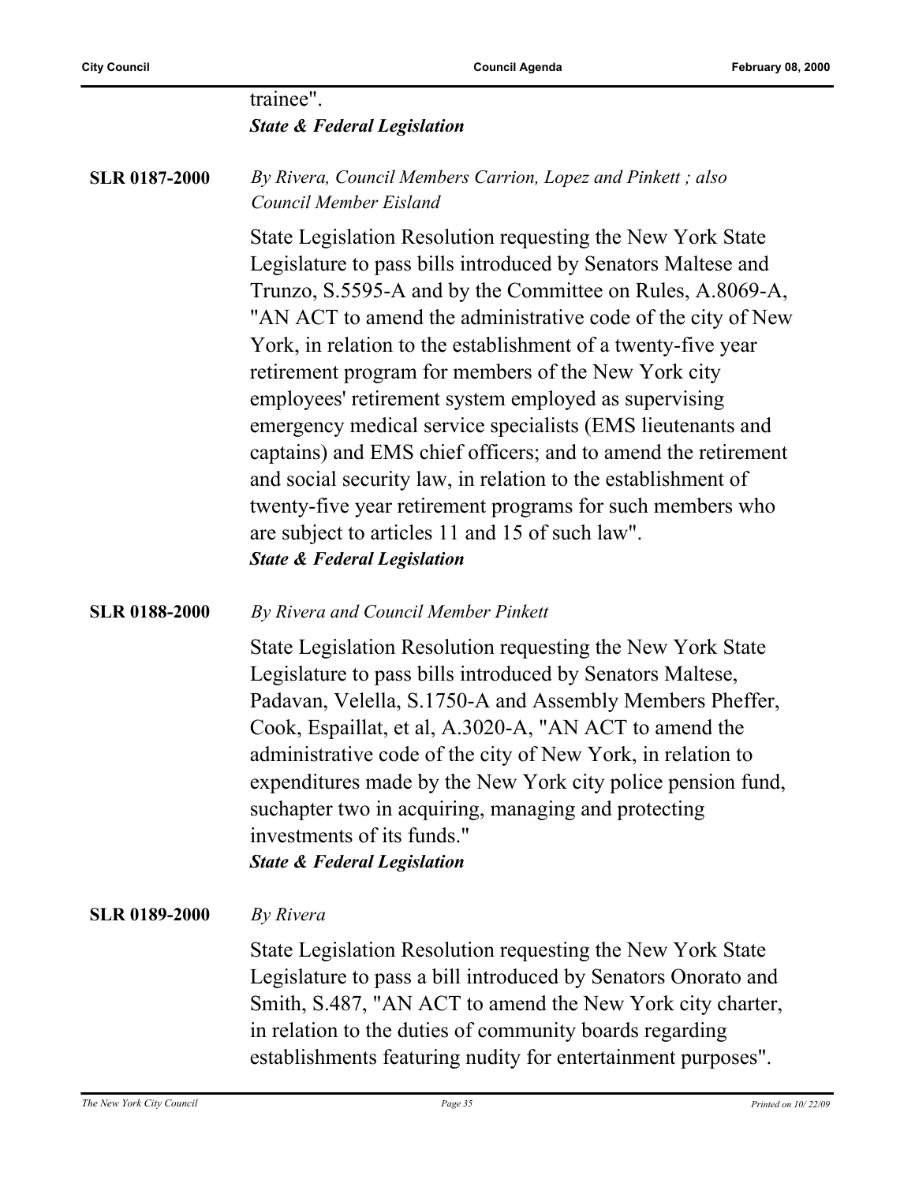trainee".
***State & Federal Legislation***

**SLR 0187-2000** *By Rivera, Council Members Carrion, Lopez and Pinkett ; also Council Member Eisland*

State Legislation Resolution requesting the New York State Legislature to pass bills introduced by Senators Maltese and Trunzo, S.5595-A and by the Committee on Rules, A.8069-A, "AN ACT to amend the administrative code of the city of New York, in relation to the establishment of a twenty-five year retirement program for members of the New York city employees' retirement system employed as supervising emergency medical service specialists (EMS lieutenants and captains) and EMS chief officers; and to amend the retirement and social security law, in relation to the establishment of twenty-five year retirement programs for such members who are subject to articles 11 and 15 of such law".
***State & Federal Legislation***

**SLR 0188-2000** *By Rivera and Council Member Pinkett*

State Legislation Resolution requesting the New York State Legislature to pass bills introduced by Senators Maltese, Padavan, Velella, S.1750-A and Assembly Members Pheffer, Cook, Espaillat, et al, A.3020-A, "AN ACT to amend the administrative code of the city of New York, in relation to expenditures made by the New York city police pension fund, suchapter two in acquiring, managing and protecting investments of its funds."
***State & Federal Legislation***

**SLR 0189-2000** *By Rivera*

State Legislation Resolution requesting the New York State Legislature to pass a bill introduced by Senators Onorato and Smith, S.487, "AN ACT to amend the New York city charter, in relation to the duties of community boards regarding establishments featuring nudity for entertainment purposes".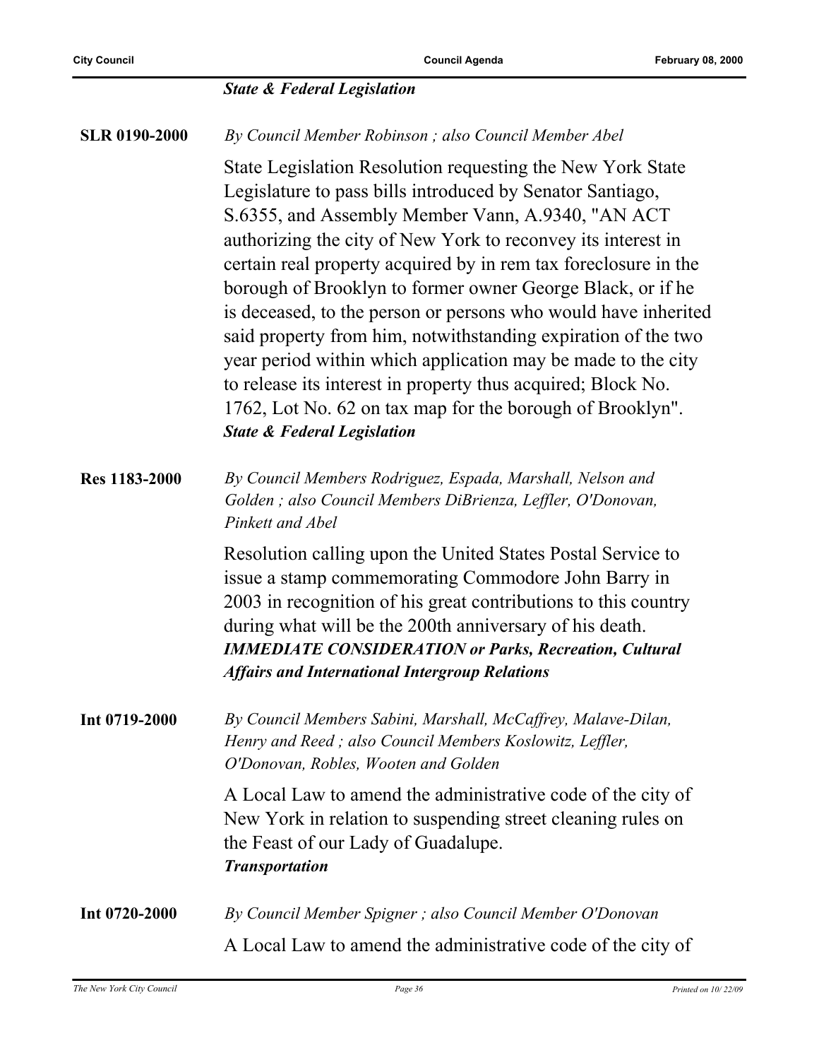***State & Federal Legislation***

**SLR 0190-2000**

*By Council Member Robinson ; also Council Member Abel*

State Legislation Resolution requesting the New York State Legislature to pass bills introduced by Senator Santiago, S.6355, and Assembly Member Vann, A.9340, "AN ACT authorizing the city of New York to reconvey its interest in certain real property acquired by in rem tax foreclosure in the borough of Brooklyn to former owner George Black, or if he is deceased, to the person or persons who would have inherited said property from him, notwithstanding expiration of the two year period within which application may be made to the city to release its interest in property thus acquired; Block No. 1762, Lot No. 62 on tax map for the borough of Brooklyn".
***State & Federal Legislation***

**Res 1183-2000**

*By Council Members Rodriguez, Espada, Marshall, Nelson and Golden ; also Council Members DiBrienza, Leffler, O'Donovan, Pinkett and Abel*

Resolution calling upon the United States Postal Service to issue a stamp commemorating Commodore John Barry in 2003 in recognition of his great contributions to this country during what will be the 200th anniversary of his death.
***IMMEDIATE CONSIDERATION or Parks, Recreation, Cultural Affairs and International Intergroup Relations***

**Int 0719-2000**

*By Council Members Sabini, Marshall, McCaffrey, Malave-Dilan, Henry and Reed ; also Council Members Koslowitz, Leffler, O'Donovan, Robles, Wooten and Golden*

A Local Law to amend the administrative code of the city of New York in relation to suspending street cleaning rules on the Feast of our Lady of Guadalupe.
***Transportation***

**Int 0720-2000**

*By Council Member Spigner ; also Council Member O'Donovan*

A Local Law to amend the administrative code of the city of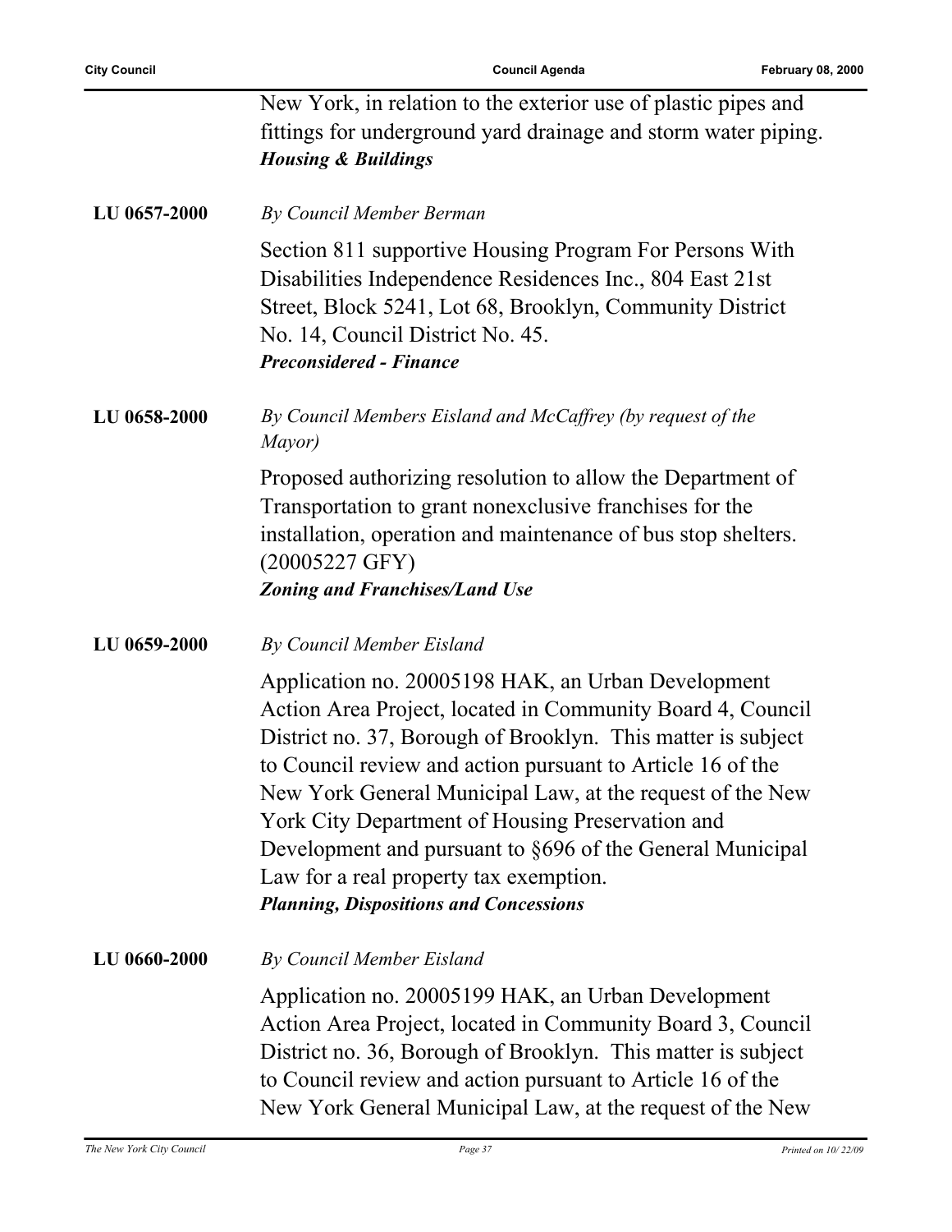New York, in relation to the exterior use of plastic pipes and fittings for underground yard drainage and storm water piping.
***Housing & Buildings***

**LU 0657-2000**

*By Council Member Berman*

Section 811 supportive Housing Program For Persons With Disabilities Independence Residences Inc., 804 East 21st Street, Block 5241, Lot 68, Brooklyn, Community District No. 14, Council District No. 45.
***Preconsidered - Finance***

**LU 0658-2000**

*By Council Members Eisland and McCaffrey (by request of the Mayor)*

Proposed authorizing resolution to allow the Department of Transportation to grant nonexclusive franchises for the installation, operation and maintenance of bus stop shelters. (20005227 GFY)
***Zoning and Franchises/Land Use***

**LU 0659-2000**

*By Council Member Eisland*

Application no. 20005198 HAK, an Urban Development Action Area Project, located in Community Board 4, Council District no. 37, Borough of Brooklyn. This matter is subject to Council review and action pursuant to Article 16 of the New York General Municipal Law, at the request of the New York City Department of Housing Preservation and Development and pursuant to §696 of the General Municipal Law for a real property tax exemption.
***Planning, Dispositions and Concessions***

**LU 0660-2000**

*By Council Member Eisland*

Application no. 20005199 HAK, an Urban Development Action Area Project, located in Community Board 3, Council District no. 36, Borough of Brooklyn. This matter is subject to Council review and action pursuant to Article 16 of the New York General Municipal Law, at the request of the New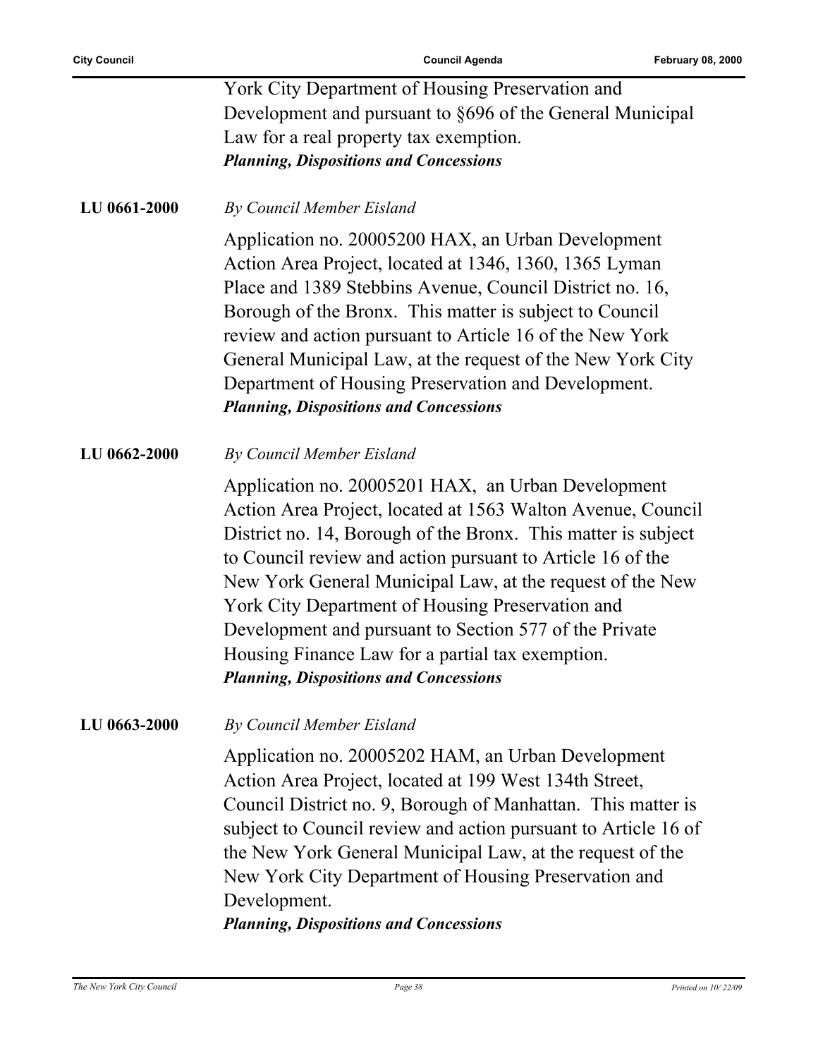York City Department of Housing Preservation and Development and pursuant to §696 of the General Municipal Law for a real property tax exemption.
***Planning, Dispositions and Concessions***

**LU 0661-2000** *By Council Member Eisland*

Application no. 20005200 HAX, an Urban Development Action Area Project, located at 1346, 1360, 1365 Lyman Place and 1389 Stebbins Avenue, Council District no. 16, Borough of the Bronx. This matter is subject to Council review and action pursuant to Article 16 of the New York General Municipal Law, at the request of the New York City Department of Housing Preservation and Development.
***Planning, Dispositions and Concessions***

**LU 0662-2000** *By Council Member Eisland*

Application no. 20005201 HAX, an Urban Development Action Area Project, located at 1563 Walton Avenue, Council District no. 14, Borough of the Bronx. This matter is subject to Council review and action pursuant to Article 16 of the New York General Municipal Law, at the request of the New York City Department of Housing Preservation and Development and pursuant to Section 577 of the Private Housing Finance Law for a partial tax exemption.
***Planning, Dispositions and Concessions***

**LU 0663-2000** *By Council Member Eisland*

Application no. 20005202 HAM, an Urban Development Action Area Project, located at 199 West 134th Street, Council District no. 9, Borough of Manhattan. This matter is subject to Council review and action pursuant to Article 16 of the New York General Municipal Law, at the request of the New York City Department of Housing Preservation and Development.
***Planning, Dispositions and Concessions***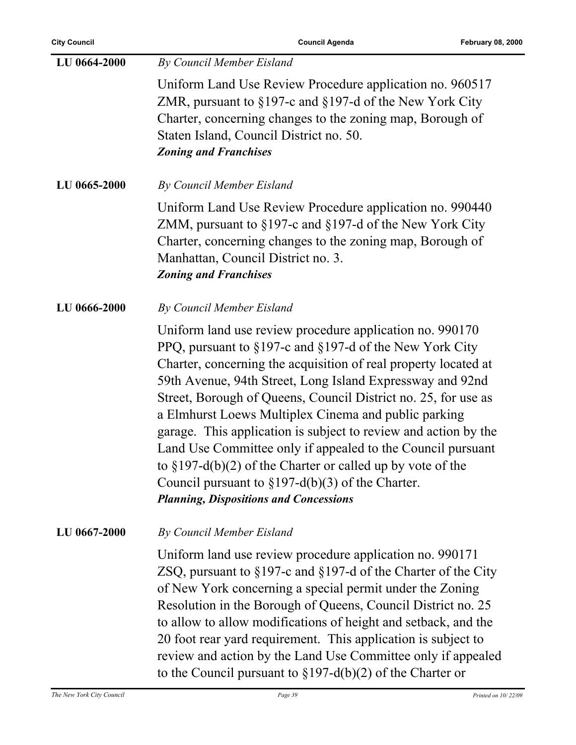**LU 0664-2000** *By Council Member Eisland*

Uniform Land Use Review Procedure application no. 960517 ZMR, pursuant to §197-c and §197-d of the New York City Charter, concerning changes to the zoning map, Borough of Staten Island, Council District no. 50.
***Zoning and Franchises***

**LU 0665-2000** *By Council Member Eisland*

Uniform Land Use Review Procedure application no. 990440 ZMM, pursuant to §197-c and §197-d of the New York City Charter, concerning changes to the zoning map, Borough of Manhattan, Council District no. 3.
***Zoning and Franchises***

**LU 0666-2000** *By Council Member Eisland*

Uniform land use review procedure application no. 990170 PPQ, pursuant to §197-c and §197-d of the New York City Charter, concerning the acquisition of real property located at 59th Avenue, 94th Street, Long Island Expressway and 92nd Street, Borough of Queens, Council District no. 25, for use as a Elmhurst Loews Multiplex Cinema and public parking garage. This application is subject to review and action by the Land Use Committee only if appealed to the Council pursuant to §197-d(b)(2) of the Charter or called up by vote of the Council pursuant to §197-d(b)(3) of the Charter.
***Planning, Dispositions and Concessions***

**LU 0667-2000** *By Council Member Eisland*

Uniform land use review procedure application no. 990171 ZSQ, pursuant to §197-c and §197-d of the Charter of the City of New York concerning a special permit under the Zoning Resolution in the Borough of Queens, Council District no. 25 to allow to allow modifications of height and setback, and the 20 foot rear yard requirement. This application is subject to review and action by the Land Use Committee only if appealed to the Council pursuant to §197-d(b)(2) of the Charter or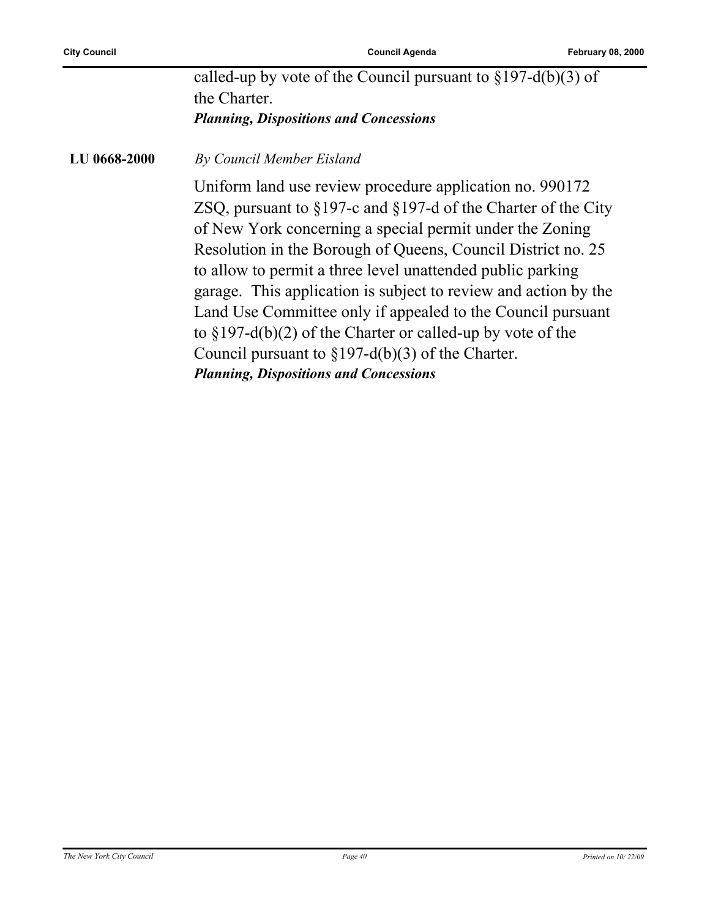called-up by vote of the Council pursuant to §197-d(b)(3) of the Charter.
***Planning, Dispositions and Concessions***

**LU 0668-2000** *By Council Member Eisland*

Uniform land use review procedure application no. 990172 ZSQ, pursuant to §197-c and §197-d of the Charter of the City of New York concerning a special permit under the Zoning Resolution in the Borough of Queens, Council District no. 25 to allow to permit a three level unattended public parking garage. This application is subject to review and action by the Land Use Committee only if appealed to the Council pursuant to §197-d(b)(2) of the Charter or called-up by vote of the Council pursuant to §197-d(b)(3) of the Charter.
***Planning, Dispositions and Concessions***